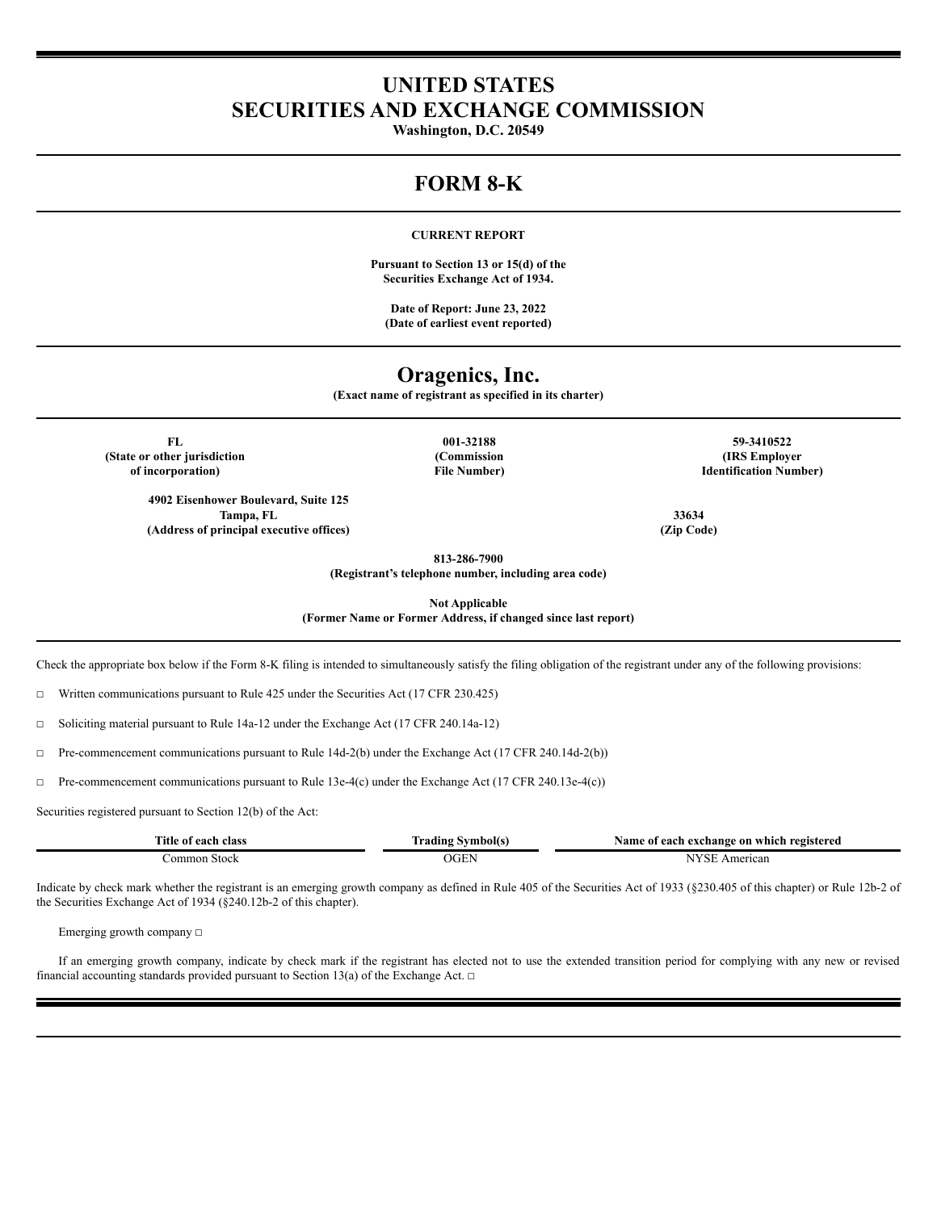# UNITED STATES
# SECURITIES AND EXCHANGE COMMISSION

**Washington, D.C. 20549**

# FORM 8-K

**CURRENT REPORT**

**Pursuant to Section 13 or 15(d) of the Securities Exchange Act of 1934.**

**Date of Report: June 23, 2022**
**(Date of earliest event reported)**

# Oragenics, Inc.

**(Exact name of registrant as specified in its charter)**

| FL | 001-32188 | 59-3410522 |
|---|---|---|
| (State or other jurisdiction of incorporation) | (Commission File Number) | (IRS Employer Identification Number) |

| 4902 Eisenhower Boulevard, Suite 125 Tampa, FL | 33634 |
|---|---|
| (Address of principal executive offices) | (Zip Code) |

**813-286-7900**
**(Registrant's telephone number, including area code)**

**Not Applicable**
**(Former Name or Former Address, if changed since last report)**

Check the appropriate box below if the Form 8-K filing is intended to simultaneously satisfy the filing obligation of the registrant under any of the following provisions:

☐ Written communications pursuant to Rule 425 under the Securities Act (17 CFR 230.425)

☐ Soliciting material pursuant to Rule 14a-12 under the Exchange Act (17 CFR 240.14a-12)

☐ Pre-commencement communications pursuant to Rule 14d-2(b) under the Exchange Act (17 CFR 240.14d-2(b))

☐ Pre-commencement communications pursuant to Rule 13e-4(c) under the Exchange Act (17 CFR 240.13e-4(c))

Securities registered pursuant to Section 12(b) of the Act:

| Title of each class | Trading Symbol(s) | Name of each exchange on which registered |
|---|---|---|
| Common Stock | OGEN | NYSE American |

Indicate by check mark whether the registrant is an emerging growth company as defined in Rule 405 of the Securities Act of 1933 (§230.405 of this chapter) or Rule 12b-2 of the Securities Exchange Act of 1934 (§240.12b-2 of this chapter).

Emerging growth company ☐

If an emerging growth company, indicate by check mark if the registrant has elected not to use the extended transition period for complying with any new or revised financial accounting standards provided pursuant to Section 13(a) of the Exchange Act. ☐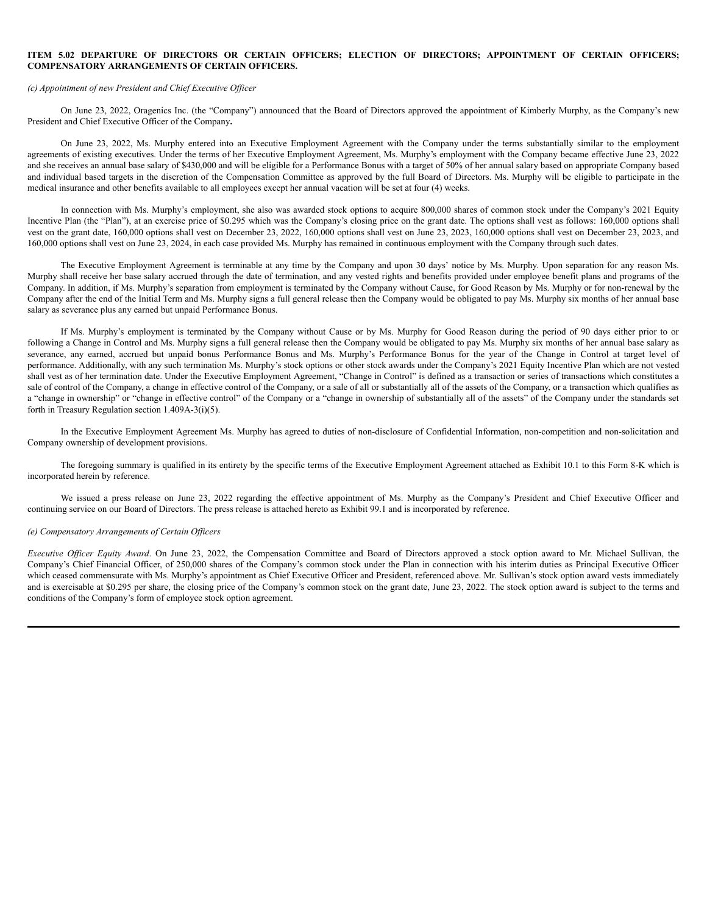**ITEM 5.02 DEPARTURE OF DIRECTORS OR CERTAIN OFFICERS; ELECTION OF DIRECTORS; APPOINTMENT OF CERTAIN OFFICERS; COMPENSATORY ARRANGEMENTS OF CERTAIN OFFICERS.**

*(c) Appointment of new President and Chief Executive Officer*

On June 23, 2022, Oragenics Inc. (the "Company") announced that the Board of Directors approved the appointment of Kimberly Murphy, as the Company's new President and Chief Executive Officer of the Company**.**

On June 23, 2022, Ms. Murphy entered into an Executive Employment Agreement with the Company under the terms substantially similar to the employment agreements of existing executives. Under the terms of her Executive Employment Agreement, Ms. Murphy's employment with the Company became effective June 23, 2022 and she receives an annual base salary of $430,000 and will be eligible for a Performance Bonus with a target of 50% of her annual salary based on appropriate Company based and individual based targets in the discretion of the Compensation Committee as approved by the full Board of Directors. Ms. Murphy will be eligible to participate in the medical insurance and other benefits available to all employees except her annual vacation will be set at four (4) weeks.

In connection with Ms. Murphy's employment, she also was awarded stock options to acquire 800,000 shares of common stock under the Company's 2021 Equity Incentive Plan (the "Plan"), at an exercise price of $0.295 which was the Company's closing price on the grant date. The options shall vest as follows: 160,000 options shall vest on the grant date, 160,000 options shall vest on December 23, 2022, 160,000 options shall vest on June 23, 2023, 160,000 options shall vest on December 23, 2023, and 160,000 options shall vest on June 23, 2024, in each case provided Ms. Murphy has remained in continuous employment with the Company through such dates.

The Executive Employment Agreement is terminable at any time by the Company and upon 30 days' notice by Ms. Murphy. Upon separation for any reason Ms. Murphy shall receive her base salary accrued through the date of termination, and any vested rights and benefits provided under employee benefit plans and programs of the Company. In addition, if Ms. Murphy's separation from employment is terminated by the Company without Cause, for Good Reason by Ms. Murphy or for non-renewal by the Company after the end of the Initial Term and Ms. Murphy signs a full general release then the Company would be obligated to pay Ms. Murphy six months of her annual base salary as severance plus any earned but unpaid Performance Bonus.

If Ms. Murphy's employment is terminated by the Company without Cause or by Ms. Murphy for Good Reason during the period of 90 days either prior to or following a Change in Control and Ms. Murphy signs a full general release then the Company would be obligated to pay Ms. Murphy six months of her annual base salary as severance, any earned, accrued but unpaid bonus Performance Bonus and Ms. Murphy's Performance Bonus for the year of the Change in Control at target level of performance. Additionally, with any such termination Ms. Murphy's stock options or other stock awards under the Company's 2021 Equity Incentive Plan which are not vested shall vest as of her termination date. Under the Executive Employment Agreement, "Change in Control" is defined as a transaction or series of transactions which constitutes a sale of control of the Company, a change in effective control of the Company, or a sale of all or substantially all of the assets of the Company, or a transaction which qualifies as a "change in ownership" or "change in effective control" of the Company or a "change in ownership of substantially all of the assets" of the Company under the standards set forth in Treasury Regulation section 1.409A-3(i)(5).

In the Executive Employment Agreement Ms. Murphy has agreed to duties of non-disclosure of Confidential Information, non-competition and non-solicitation and Company ownership of development provisions.

The foregoing summary is qualified in its entirety by the specific terms of the Executive Employment Agreement attached as Exhibit 10.1 to this Form 8-K which is incorporated herein by reference.

We issued a press release on June 23, 2022 regarding the effective appointment of Ms. Murphy as the Company's President and Chief Executive Officer and continuing service on our Board of Directors. The press release is attached hereto as Exhibit 99.1 and is incorporated by reference.

*(e) Compensatory Arrangements of Certain Officers*

*Executive Officer Equity Award*. On June 23, 2022, the Compensation Committee and Board of Directors approved a stock option award to Mr. Michael Sullivan, the Company's Chief Financial Officer, of 250,000 shares of the Company's common stock under the Plan in connection with his interim duties as Principal Executive Officer which ceased commensurate with Ms. Murphy's appointment as Chief Executive Officer and President, referenced above. Mr. Sullivan's stock option award vests immediately and is exercisable at $0.295 per share, the closing price of the Company's common stock on the grant date, June 23, 2022. The stock option award is subject to the terms and conditions of the Company's form of employee stock option agreement.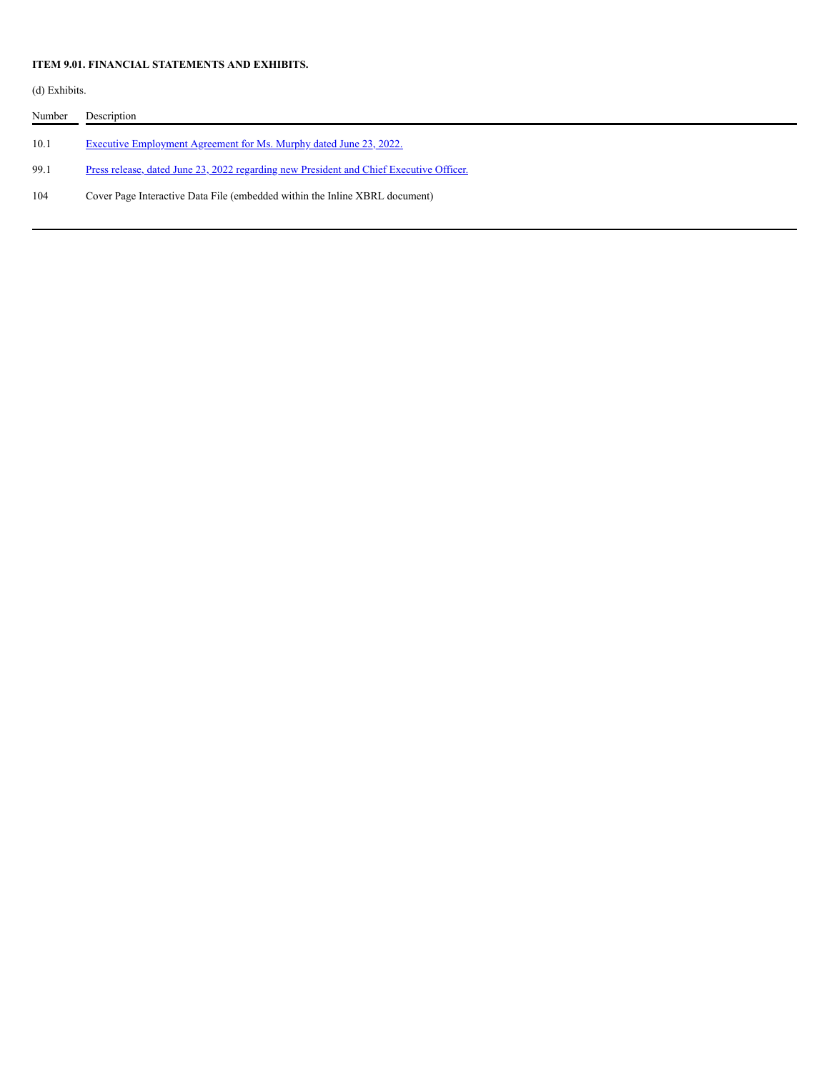**ITEM 9.01. FINANCIAL STATEMENTS AND EXHIBITS.**

(d) Exhibits.

| Number | Description |
|---|---|
| 10.1 | Executive Employment Agreement for Ms. Murphy dated June 23, 2022. |
| 99.1 | Press release, dated June 23, 2022 regarding new President and Chief Executive Officer. |
| 104 | Cover Page Interactive Data File (embedded within the Inline XBRL document) |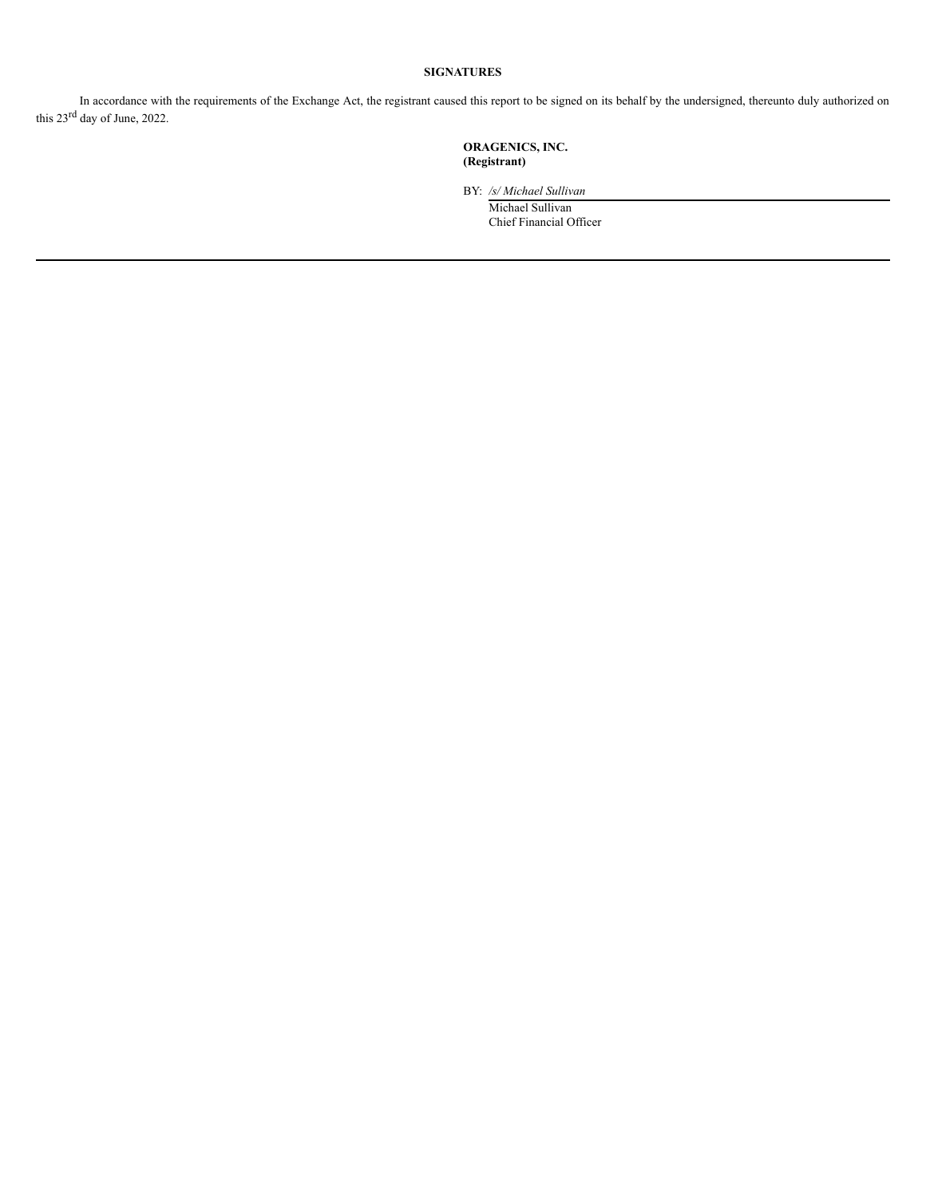**SIGNATURES**

In accordance with the requirements of the Exchange Act, the registrant caused this report to be signed on its behalf by the undersigned, thereunto duly authorized on this 23rd day of June, 2022.

**ORAGENICS, INC.**
**(Registrant)**

BY: */s/ Michael Sullivan*
Michael Sullivan
Chief Financial Officer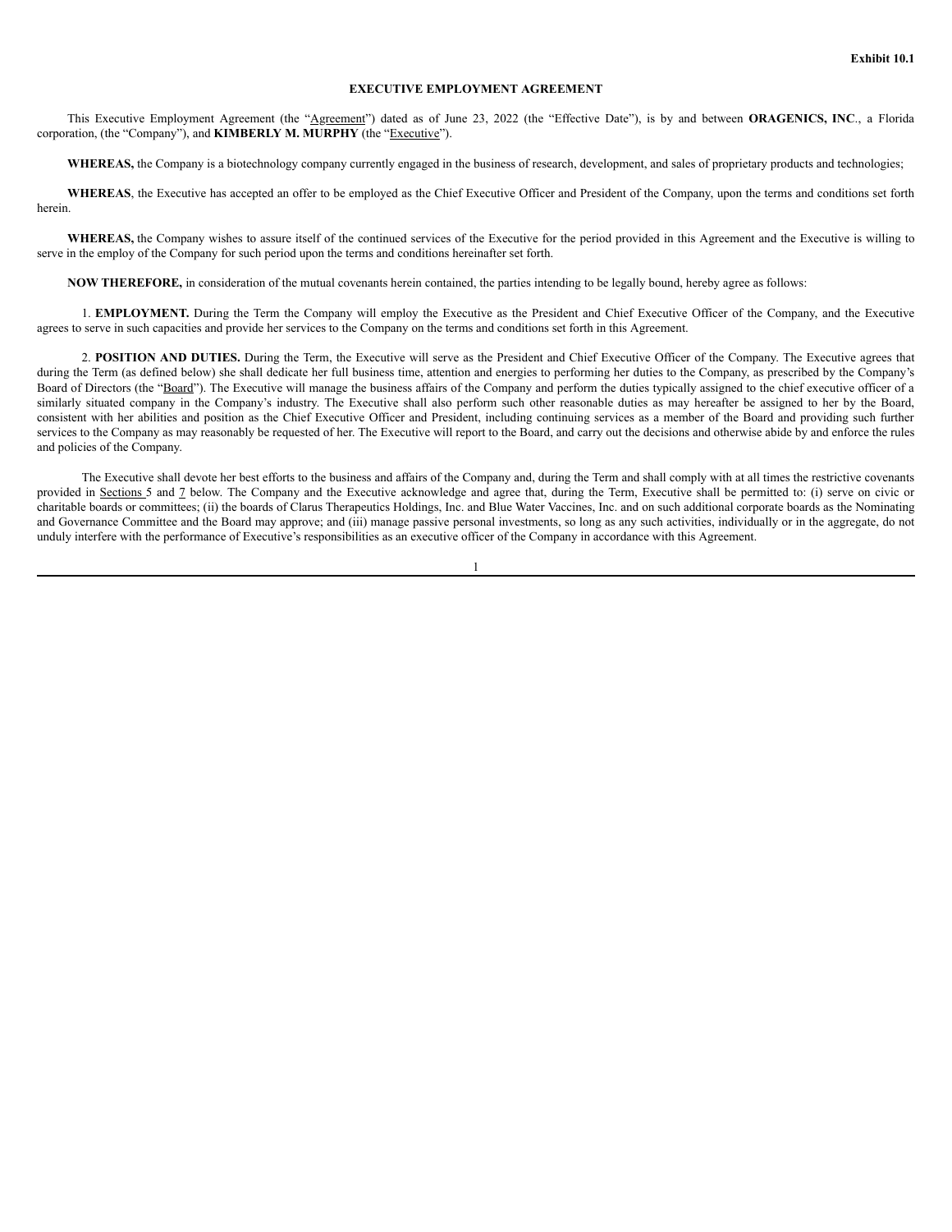Exhibit 10.1

**EXECUTIVE EMPLOYMENT AGREEMENT**

This Executive Employment Agreement (the "Agreement") dated as of June 23, 2022 (the "Effective Date"), is by and between **ORAGENICS, INC**., a Florida corporation, (the "Company"), and **KIMBERLY M. MURPHY** (the "Executive").

**WHEREAS,** the Company is a biotechnology company currently engaged in the business of research, development, and sales of proprietary products and technologies;

**WHEREAS**, the Executive has accepted an offer to be employed as the Chief Executive Officer and President of the Company, upon the terms and conditions set forth herein.

**WHEREAS,** the Company wishes to assure itself of the continued services of the Executive for the period provided in this Agreement and the Executive is willing to serve in the employ of the Company for such period upon the terms and conditions hereinafter set forth.

**NOW THEREFORE,** in consideration of the mutual covenants herein contained, the parties intending to be legally bound, hereby agree as follows:

1. **EMPLOYMENT.** During the Term the Company will employ the Executive as the President and Chief Executive Officer of the Company, and the Executive agrees to serve in such capacities and provide her services to the Company on the terms and conditions set forth in this Agreement.

2. **POSITION AND DUTIES.** During the Term, the Executive will serve as the President and Chief Executive Officer of the Company. The Executive agrees that during the Term (as defined below) she shall dedicate her full business time, attention and energies to performing her duties to the Company, as prescribed by the Company's Board of Directors (the "Board"). The Executive will manage the business affairs of the Company and perform the duties typically assigned to the chief executive officer of a similarly situated company in the Company's industry. The Executive shall also perform such other reasonable duties as may hereafter be assigned to her by the Board, consistent with her abilities and position as the Chief Executive Officer and President, including continuing services as a member of the Board and providing such further services to the Company as may reasonably be requested of her. The Executive will report to the Board, and carry out the decisions and otherwise abide by and enforce the rules and policies of the Company.

The Executive shall devote her best efforts to the business and affairs of the Company and, during the Term and shall comply with at all times the restrictive covenants provided in Sections 5 and 7 below. The Company and the Executive acknowledge and agree that, during the Term, Executive shall be permitted to: (i) serve on civic or charitable boards or committees; (ii) the boards of Clarus Therapeutics Holdings, Inc. and Blue Water Vaccines, Inc. and on such additional corporate boards as the Nominating and Governance Committee and the Board may approve; and (iii) manage passive personal investments, so long as any such activities, individually or in the aggregate, do not unduly interfere with the performance of Executive's responsibilities as an executive officer of the Company in accordance with this Agreement.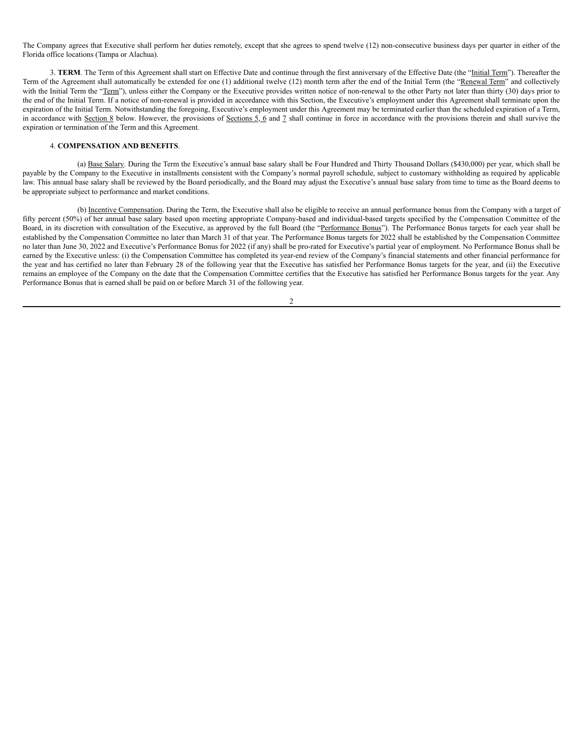The Company agrees that Executive shall perform her duties remotely, except that she agrees to spend twelve (12) non-consecutive business days per quarter in either of the Florida office locations (Tampa or Alachua).

3. **TERM**. The Term of this Agreement shall start on Effective Date and continue through the first anniversary of the Effective Date (the "Initial Term"). Thereafter the Term of the Agreement shall automatically be extended for one (1) additional twelve (12) month term after the end of the Initial Term (the "Renewal Term" and collectively with the Initial Term the "Term"), unless either the Company or the Executive provides written notice of non-renewal to the other Party not later than thirty (30) days prior to the end of the Initial Term. If a notice of non-renewal is provided in accordance with this Section, the Executive's employment under this Agreement shall terminate upon the expiration of the Initial Term. Notwithstanding the foregoing, Executive's employment under this Agreement may be terminated earlier than the scheduled expiration of a Term, in accordance with Section 8 below. However, the provisions of Sections 5, 6 and 7 shall continue in force in accordance with the provisions therein and shall survive the expiration or termination of the Term and this Agreement.

4. **COMPENSATION AND BENEFITS**.

(a) Base Salary. During the Term the Executive's annual base salary shall be Four Hundred and Thirty Thousand Dollars ($430,000) per year, which shall be payable by the Company to the Executive in installments consistent with the Company's normal payroll schedule, subject to customary withholding as required by applicable law. This annual base salary shall be reviewed by the Board periodically, and the Board may adjust the Executive's annual base salary from time to time as the Board deems to be appropriate subject to performance and market conditions.

(b) Incentive Compensation. During the Term, the Executive shall also be eligible to receive an annual performance bonus from the Company with a target of fifty percent (50%) of her annual base salary based upon meeting appropriate Company-based and individual-based targets specified by the Compensation Committee of the Board, in its discretion with consultation of the Executive, as approved by the full Board (the "Performance Bonus"). The Performance Bonus targets for each year shall be established by the Compensation Committee no later than March 31 of that year. The Performance Bonus targets for 2022 shall be established by the Compensation Committee no later than June 30, 2022 and Executive's Performance Bonus for 2022 (if any) shall be pro-rated for Executive's partial year of employment. No Performance Bonus shall be earned by the Executive unless: (i) the Compensation Committee has completed its year-end review of the Company's financial statements and other financial performance for the year and has certified no later than February 28 of the following year that the Executive has satisfied her Performance Bonus targets for the year, and (ii) the Executive remains an employee of the Company on the date that the Compensation Committee certifies that the Executive has satisfied her Performance Bonus targets for the year. Any Performance Bonus that is earned shall be paid on or before March 31 of the following year.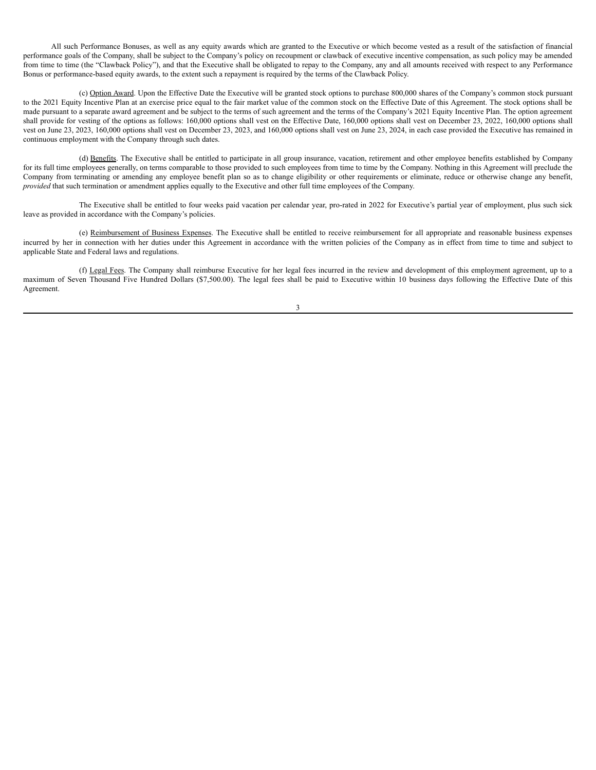All such Performance Bonuses, as well as any equity awards which are granted to the Executive or which become vested as a result of the satisfaction of financial performance goals of the Company, shall be subject to the Company's policy on recoupment or clawback of executive incentive compensation, as such policy may be amended from time to time (the "Clawback Policy"), and that the Executive shall be obligated to repay to the Company, any and all amounts received with respect to any Performance Bonus or performance-based equity awards, to the extent such a repayment is required by the terms of the Clawback Policy.

(c) Option Award. Upon the Effective Date the Executive will be granted stock options to purchase 800,000 shares of the Company's common stock pursuant to the 2021 Equity Incentive Plan at an exercise price equal to the fair market value of the common stock on the Effective Date of this Agreement. The stock options shall be made pursuant to a separate award agreement and be subject to the terms of such agreement and the terms of the Company's 2021 Equity Incentive Plan. The option agreement shall provide for vesting of the options as follows: 160,000 options shall vest on the Effective Date, 160,000 options shall vest on December 23, 2022, 160,000 options shall vest on June 23, 2023, 160,000 options shall vest on December 23, 2023, and 160,000 options shall vest on June 23, 2024, in each case provided the Executive has remained in continuous employment with the Company through such dates.

(d) Benefits. The Executive shall be entitled to participate in all group insurance, vacation, retirement and other employee benefits established by Company for its full time employees generally, on terms comparable to those provided to such employees from time to time by the Company. Nothing in this Agreement will preclude the Company from terminating or amending any employee benefit plan so as to change eligibility or other requirements or eliminate, reduce or otherwise change any benefit, *provided* that such termination or amendment applies equally to the Executive and other full time employees of the Company.

The Executive shall be entitled to four weeks paid vacation per calendar year, pro-rated in 2022 for Executive's partial year of employment, plus such sick leave as provided in accordance with the Company's policies.

(e) Reimbursement of Business Expenses. The Executive shall be entitled to receive reimbursement for all appropriate and reasonable business expenses incurred by her in connection with her duties under this Agreement in accordance with the written policies of the Company as in effect from time to time and subject to applicable State and Federal laws and regulations.

(f) Legal Fees. The Company shall reimburse Executive for her legal fees incurred in the review and development of this employment agreement, up to a maximum of Seven Thousand Five Hundred Dollars ($7,500.00). The legal fees shall be paid to Executive within 10 business days following the Effective Date of this Agreement.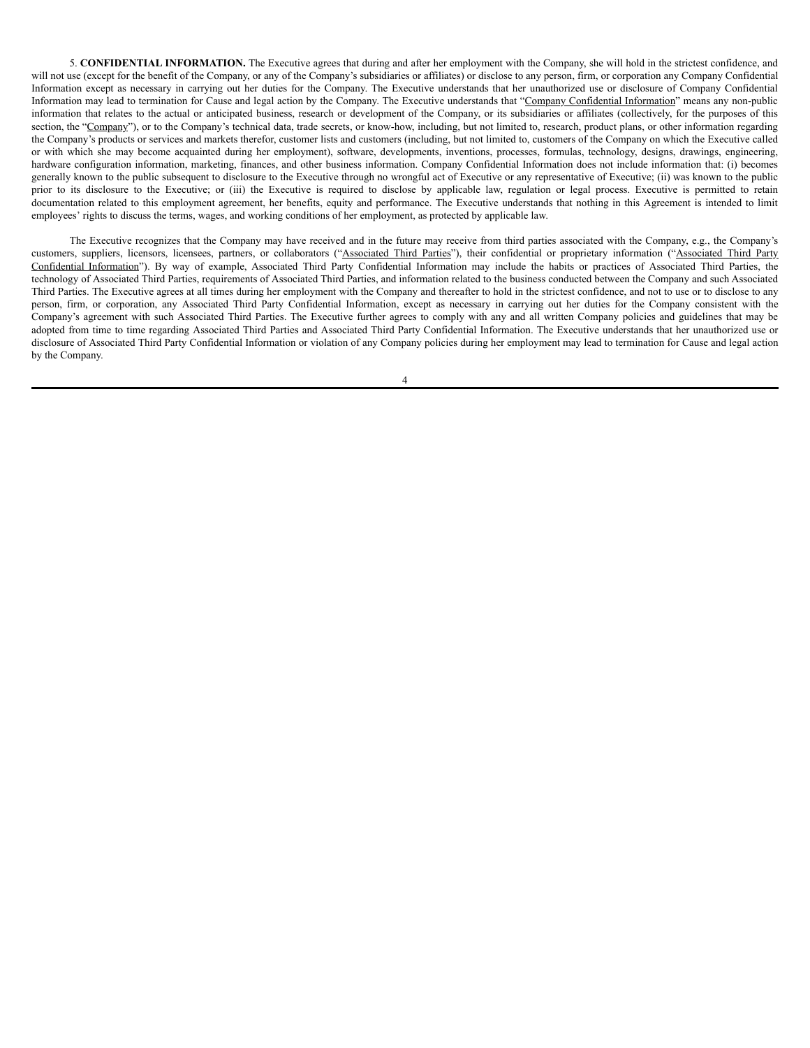5. **CONFIDENTIAL INFORMATION.** The Executive agrees that during and after her employment with the Company, she will hold in the strictest confidence, and will not use (except for the benefit of the Company, or any of the Company's subsidiaries or affiliates) or disclose to any person, firm, or corporation any Company Confidential Information except as necessary in carrying out her duties for the Company. The Executive understands that her unauthorized use or disclosure of Company Confidential Information may lead to termination for Cause and legal action by the Company. The Executive understands that "Company Confidential Information" means any non-public information that relates to the actual or anticipated business, research or development of the Company, or its subsidiaries or affiliates (collectively, for the purposes of this section, the "Company"), or to the Company's technical data, trade secrets, or know-how, including, but not limited to, research, product plans, or other information regarding the Company's products or services and markets therefor, customer lists and customers (including, but not limited to, customers of the Company on which the Executive called or with which she may become acquainted during her employment), software, developments, inventions, processes, formulas, technology, designs, drawings, engineering, hardware configuration information, marketing, finances, and other business information. Company Confidential Information does not include information that: (i) becomes generally known to the public subsequent to disclosure to the Executive through no wrongful act of Executive or any representative of Executive; (ii) was known to the public prior to its disclosure to the Executive; or (iii) the Executive is required to disclose by applicable law, regulation or legal process. Executive is permitted to retain documentation related to this employment agreement, her benefits, equity and performance. The Executive understands that nothing in this Agreement is intended to limit employees' rights to discuss the terms, wages, and working conditions of her employment, as protected by applicable law.

The Executive recognizes that the Company may have received and in the future may receive from third parties associated with the Company, e.g., the Company's customers, suppliers, licensors, licensees, partners, or collaborators ("Associated Third Parties"), their confidential or proprietary information ("Associated Third Party Confidential Information"). By way of example, Associated Third Party Confidential Information may include the habits or practices of Associated Third Parties, the technology of Associated Third Parties, requirements of Associated Third Parties, and information related to the business conducted between the Company and such Associated Third Parties. The Executive agrees at all times during her employment with the Company and thereafter to hold in the strictest confidence, and not to use or to disclose to any person, firm, or corporation, any Associated Third Party Confidential Information, except as necessary in carrying out her duties for the Company consistent with the Company's agreement with such Associated Third Parties. The Executive further agrees to comply with any and all written Company policies and guidelines that may be adopted from time to time regarding Associated Third Parties and Associated Third Party Confidential Information. The Executive understands that her unauthorized use or disclosure of Associated Third Party Confidential Information or violation of any Company policies during her employment may lead to termination for Cause and legal action by the Company.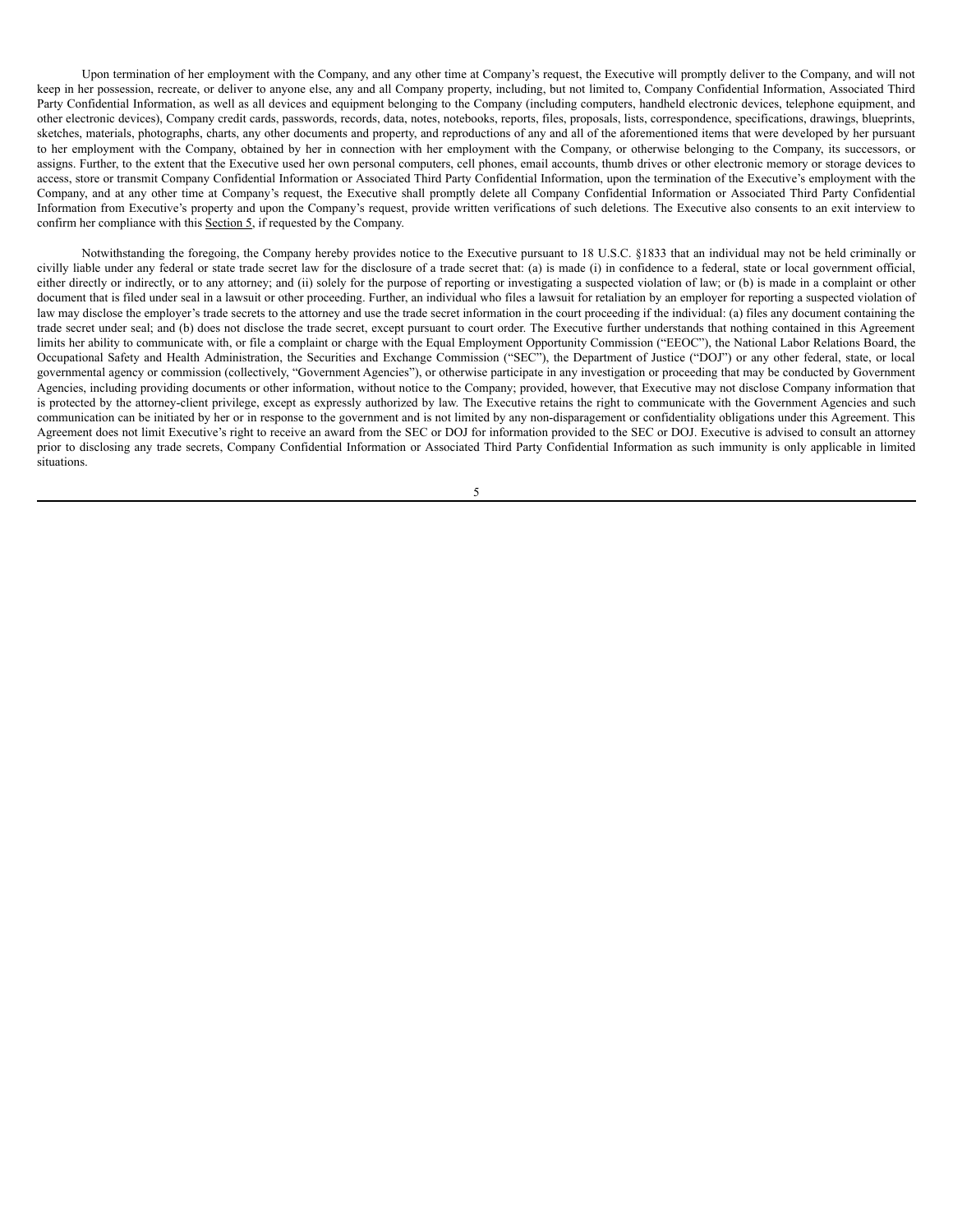Upon termination of her employment with the Company, and any other time at Company's request, the Executive will promptly deliver to the Company, and will not keep in her possession, recreate, or deliver to anyone else, any and all Company property, including, but not limited to, Company Confidential Information, Associated Third Party Confidential Information, as well as all devices and equipment belonging to the Company (including computers, handheld electronic devices, telephone equipment, and other electronic devices), Company credit cards, passwords, records, data, notes, notebooks, reports, files, proposals, lists, correspondence, specifications, drawings, blueprints, sketches, materials, photographs, charts, any other documents and property, and reproductions of any and all of the aforementioned items that were developed by her pursuant to her employment with the Company, obtained by her in connection with her employment with the Company, or otherwise belonging to the Company, its successors, or assigns. Further, to the extent that the Executive used her own personal computers, cell phones, email accounts, thumb drives or other electronic memory or storage devices to access, store or transmit Company Confidential Information or Associated Third Party Confidential Information, upon the termination of the Executive's employment with the Company, and at any other time at Company's request, the Executive shall promptly delete all Company Confidential Information or Associated Third Party Confidential Information from Executive's property and upon the Company's request, provide written verifications of such deletions. The Executive also consents to an exit interview to confirm her compliance with this Section 5, if requested by the Company.

Notwithstanding the foregoing, the Company hereby provides notice to the Executive pursuant to 18 U.S.C. §1833 that an individual may not be held criminally or civilly liable under any federal or state trade secret law for the disclosure of a trade secret that: (a) is made (i) in confidence to a federal, state or local government official, either directly or indirectly, or to any attorney; and (ii) solely for the purpose of reporting or investigating a suspected violation of law; or (b) is made in a complaint or other document that is filed under seal in a lawsuit or other proceeding. Further, an individual who files a lawsuit for retaliation by an employer for reporting a suspected violation of law may disclose the employer's trade secrets to the attorney and use the trade secret information in the court proceeding if the individual: (a) files any document containing the trade secret under seal; and (b) does not disclose the trade secret, except pursuant to court order. The Executive further understands that nothing contained in this Agreement limits her ability to communicate with, or file a complaint or charge with the Equal Employment Opportunity Commission ("EEOC"), the National Labor Relations Board, the Occupational Safety and Health Administration, the Securities and Exchange Commission ("SEC"), the Department of Justice ("DOJ") or any other federal, state, or local governmental agency or commission (collectively, "Government Agencies"), or otherwise participate in any investigation or proceeding that may be conducted by Government Agencies, including providing documents or other information, without notice to the Company; provided, however, that Executive may not disclose Company information that is protected by the attorney-client privilege, except as expressly authorized by law. The Executive retains the right to communicate with the Government Agencies and such communication can be initiated by her or in response to the government and is not limited by any non-disparagement or confidentiality obligations under this Agreement. This Agreement does not limit Executive's right to receive an award from the SEC or DOJ for information provided to the SEC or DOJ. Executive is advised to consult an attorney prior to disclosing any trade secrets, Company Confidential Information or Associated Third Party Confidential Information as such immunity is only applicable in limited situations.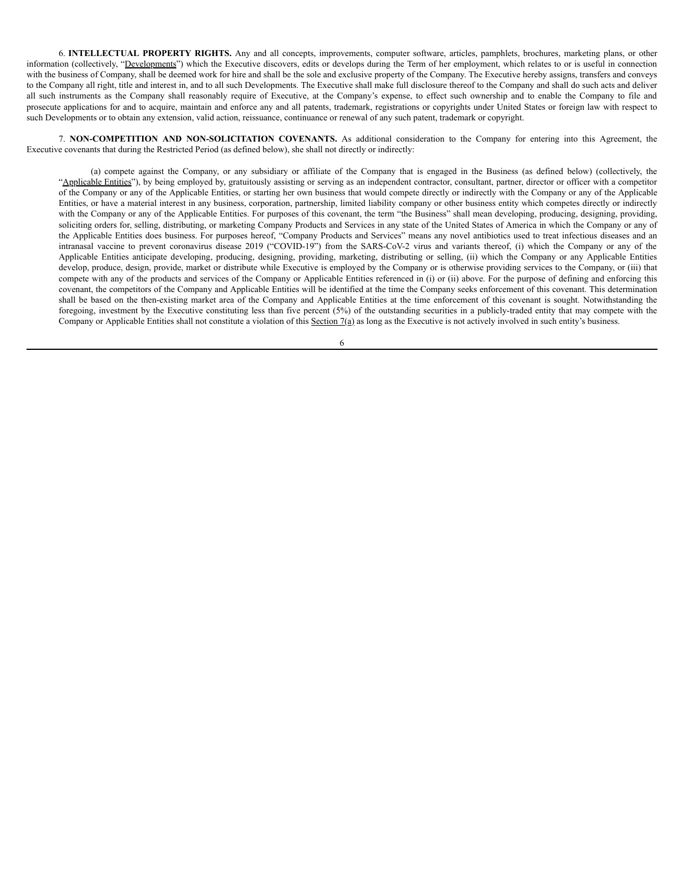6. **INTELLECTUAL PROPERTY RIGHTS.** Any and all concepts, improvements, computer software, articles, pamphlets, brochures, marketing plans, or other information (collectively, "Developments") which the Executive discovers, edits or develops during the Term of her employment, which relates to or is useful in connection with the business of Company, shall be deemed work for hire and shall be the sole and exclusive property of the Company. The Executive hereby assigns, transfers and conveys to the Company all right, title and interest in, and to all such Developments. The Executive shall make full disclosure thereof to the Company and shall do such acts and deliver all such instruments as the Company shall reasonably require of Executive, at the Company's expense, to effect such ownership and to enable the Company to file and prosecute applications for and to acquire, maintain and enforce any and all patents, trademark, registrations or copyrights under United States or foreign law with respect to such Developments or to obtain any extension, valid action, reissuance, continuance or renewal of any such patent, trademark or copyright.

7. **NON-COMPETITION AND NON-SOLICITATION COVENANTS.** As additional consideration to the Company for entering into this Agreement, the Executive covenants that during the Restricted Period (as defined below), she shall not directly or indirectly:

(a) compete against the Company, or any subsidiary or affiliate of the Company that is engaged in the Business (as defined below) (collectively, the "Applicable Entities"), by being employed by, gratuitously assisting or serving as an independent contractor, consultant, partner, director or officer with a competitor of the Company or any of the Applicable Entities, or starting her own business that would compete directly or indirectly with the Company or any of the Applicable Entities, or have a material interest in any business, corporation, partnership, limited liability company or other business entity which competes directly or indirectly with the Company or any of the Applicable Entities. For purposes of this covenant, the term "the Business" shall mean developing, producing, designing, providing, soliciting orders for, selling, distributing, or marketing Company Products and Services in any state of the United States of America in which the Company or any of the Applicable Entities does business. For purposes hereof, "Company Products and Services" means any novel antibiotics used to treat infectious diseases and an intranasal vaccine to prevent coronavirus disease 2019 ("COVID-19") from the SARS-CoV-2 virus and variants thereof, (i) which the Company or any of the Applicable Entities anticipate developing, producing, designing, providing, marketing, distributing or selling, (ii) which the Company or any Applicable Entities develop, produce, design, provide, market or distribute while Executive is employed by the Company or is otherwise providing services to the Company, or (iii) that compete with any of the products and services of the Company or Applicable Entities referenced in (i) or (ii) above. For the purpose of defining and enforcing this covenant, the competitors of the Company and Applicable Entities will be identified at the time the Company seeks enforcement of this covenant. This determination shall be based on the then-existing market area of the Company and Applicable Entities at the time enforcement of this covenant is sought. Notwithstanding the foregoing, investment by the Executive constituting less than five percent (5%) of the outstanding securities in a publicly-traded entity that may compete with the Company or Applicable Entities shall not constitute a violation of this Section 7(a) as long as the Executive is not actively involved in such entity's business.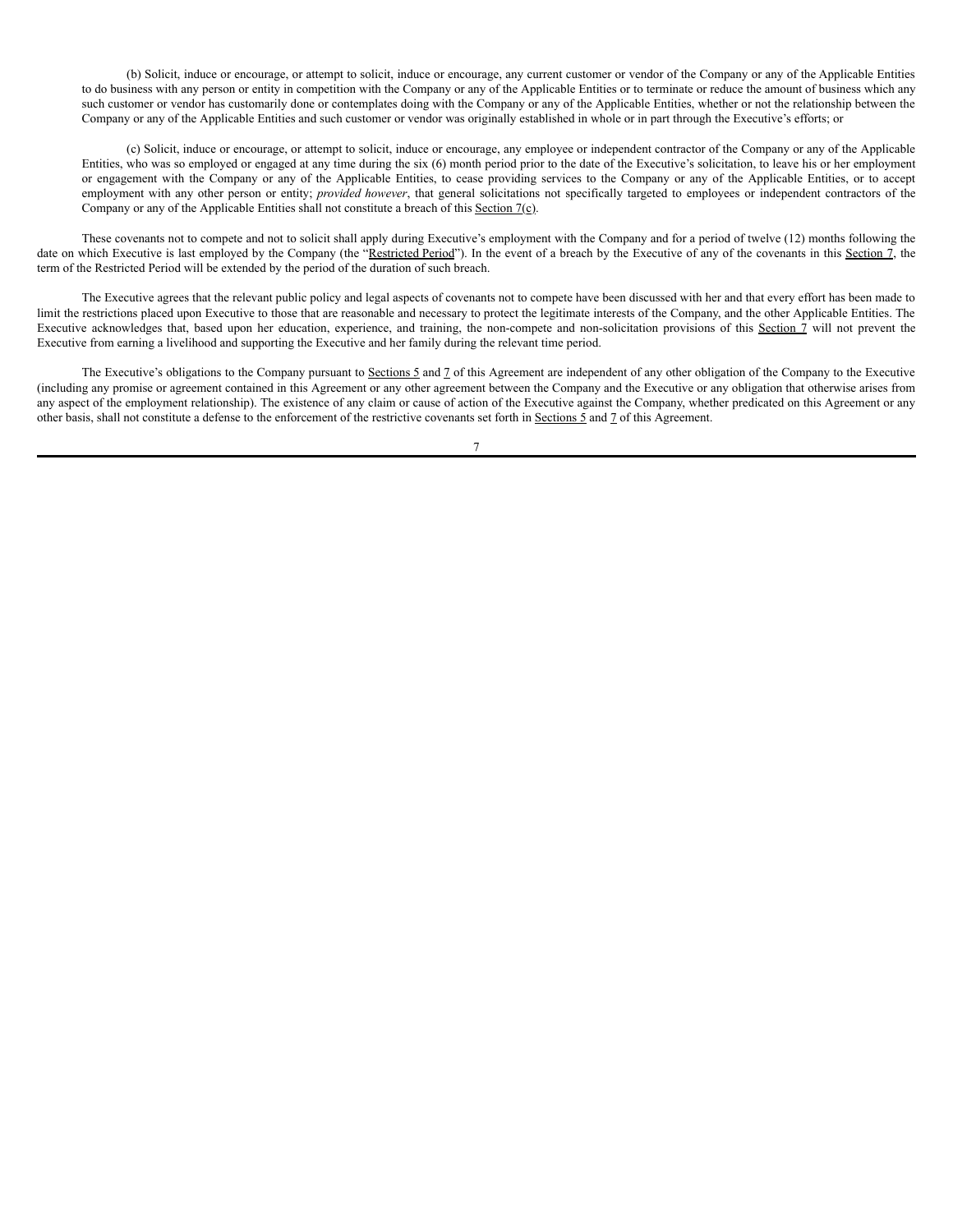(b) Solicit, induce or encourage, or attempt to solicit, induce or encourage, any current customer or vendor of the Company or any of the Applicable Entities to do business with any person or entity in competition with the Company or any of the Applicable Entities or to terminate or reduce the amount of business which any such customer or vendor has customarily done or contemplates doing with the Company or any of the Applicable Entities, whether or not the relationship between the Company or any of the Applicable Entities and such customer or vendor was originally established in whole or in part through the Executive's efforts; or

(c) Solicit, induce or encourage, or attempt to solicit, induce or encourage, any employee or independent contractor of the Company or any of the Applicable Entities, who was so employed or engaged at any time during the six (6) month period prior to the date of the Executive's solicitation, to leave his or her employment or engagement with the Company or any of the Applicable Entities, to cease providing services to the Company or any of the Applicable Entities, or to accept employment with any other person or entity; *provided however*, that general solicitations not specifically targeted to employees or independent contractors of the Company or any of the Applicable Entities shall not constitute a breach of this Section 7(c).

These covenants not to compete and not to solicit shall apply during Executive's employment with the Company and for a period of twelve (12) months following the date on which Executive is last employed by the Company (the "Restricted Period"). In the event of a breach by the Executive of any of the covenants in this Section 7, the term of the Restricted Period will be extended by the period of the duration of such breach.

The Executive agrees that the relevant public policy and legal aspects of covenants not to compete have been discussed with her and that every effort has been made to limit the restrictions placed upon Executive to those that are reasonable and necessary to protect the legitimate interests of the Company, and the other Applicable Entities. The Executive acknowledges that, based upon her education, experience, and training, the non-compete and non-solicitation provisions of this Section 7 will not prevent the Executive from earning a livelihood and supporting the Executive and her family during the relevant time period.

The Executive's obligations to the Company pursuant to Sections 5 and 7 of this Agreement are independent of any other obligation of the Company to the Executive (including any promise or agreement contained in this Agreement or any other agreement between the Company and the Executive or any obligation that otherwise arises from any aspect of the employment relationship). The existence of any claim or cause of action of the Executive against the Company, whether predicated on this Agreement or any other basis, shall not constitute a defense to the enforcement of the restrictive covenants set forth in Sections 5 and 7 of this Agreement.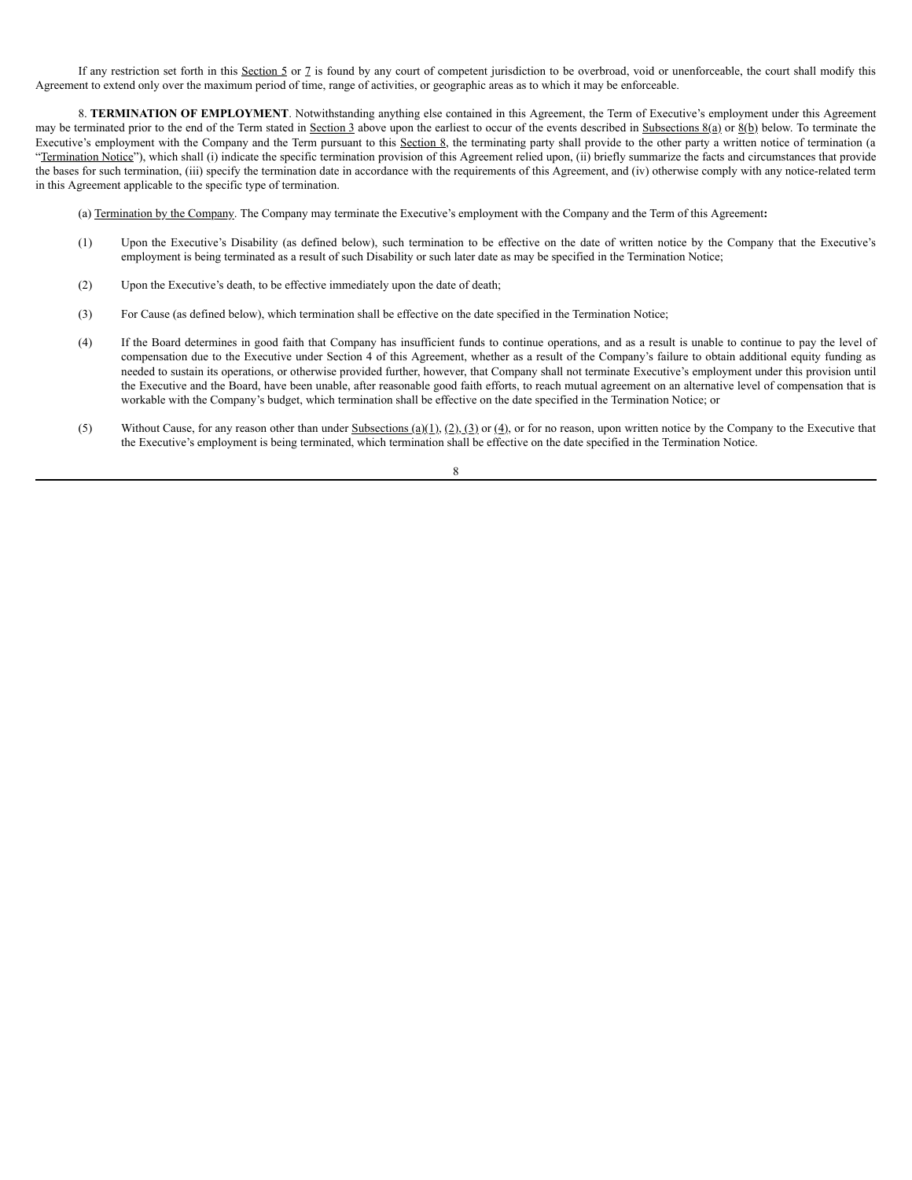If any restriction set forth in this Section 5 or 7 is found by any court of competent jurisdiction to be overbroad, void or unenforceable, the court shall modify this Agreement to extend only over the maximum period of time, range of activities, or geographic areas as to which it may be enforceable.

8. **TERMINATION OF EMPLOYMENT**. Notwithstanding anything else contained in this Agreement, the Term of Executive's employment under this Agreement may be terminated prior to the end of the Term stated in Section 3 above upon the earliest to occur of the events described in Subsections 8(a) or 8(b) below. To terminate the Executive's employment with the Company and the Term pursuant to this Section 8, the terminating party shall provide to the other party a written notice of termination (a "Termination Notice"), which shall (i) indicate the specific termination provision of this Agreement relied upon, (ii) briefly summarize the facts and circumstances that provide the bases for such termination, (iii) specify the termination date in accordance with the requirements of this Agreement, and (iv) otherwise comply with any notice-related term in this Agreement applicable to the specific type of termination.

(a) Termination by the Company. The Company may terminate the Executive's employment with the Company and the Term of this Agreement**:**

(1) Upon the Executive's Disability (as defined below), such termination to be effective on the date of written notice by the Company that the Executive's employment is being terminated as a result of such Disability or such later date as may be specified in the Termination Notice;

(2) Upon the Executive's death, to be effective immediately upon the date of death;

(3) For Cause (as defined below), which termination shall be effective on the date specified in the Termination Notice;

(4) If the Board determines in good faith that Company has insufficient funds to continue operations, and as a result is unable to continue to pay the level of compensation due to the Executive under Section 4 of this Agreement, whether as a result of the Company's failure to obtain additional equity funding as needed to sustain its operations, or otherwise provided further, however, that Company shall not terminate Executive's employment under this provision until the Executive and the Board, have been unable, after reasonable good faith efforts, to reach mutual agreement on an alternative level of compensation that is workable with the Company's budget, which termination shall be effective on the date specified in the Termination Notice; or

(5) Without Cause, for any reason other than under Subsections (a)(1), (2), (3) or (4), or for no reason, upon written notice by the Company to the Executive that the Executive's employment is being terminated, which termination shall be effective on the date specified in the Termination Notice.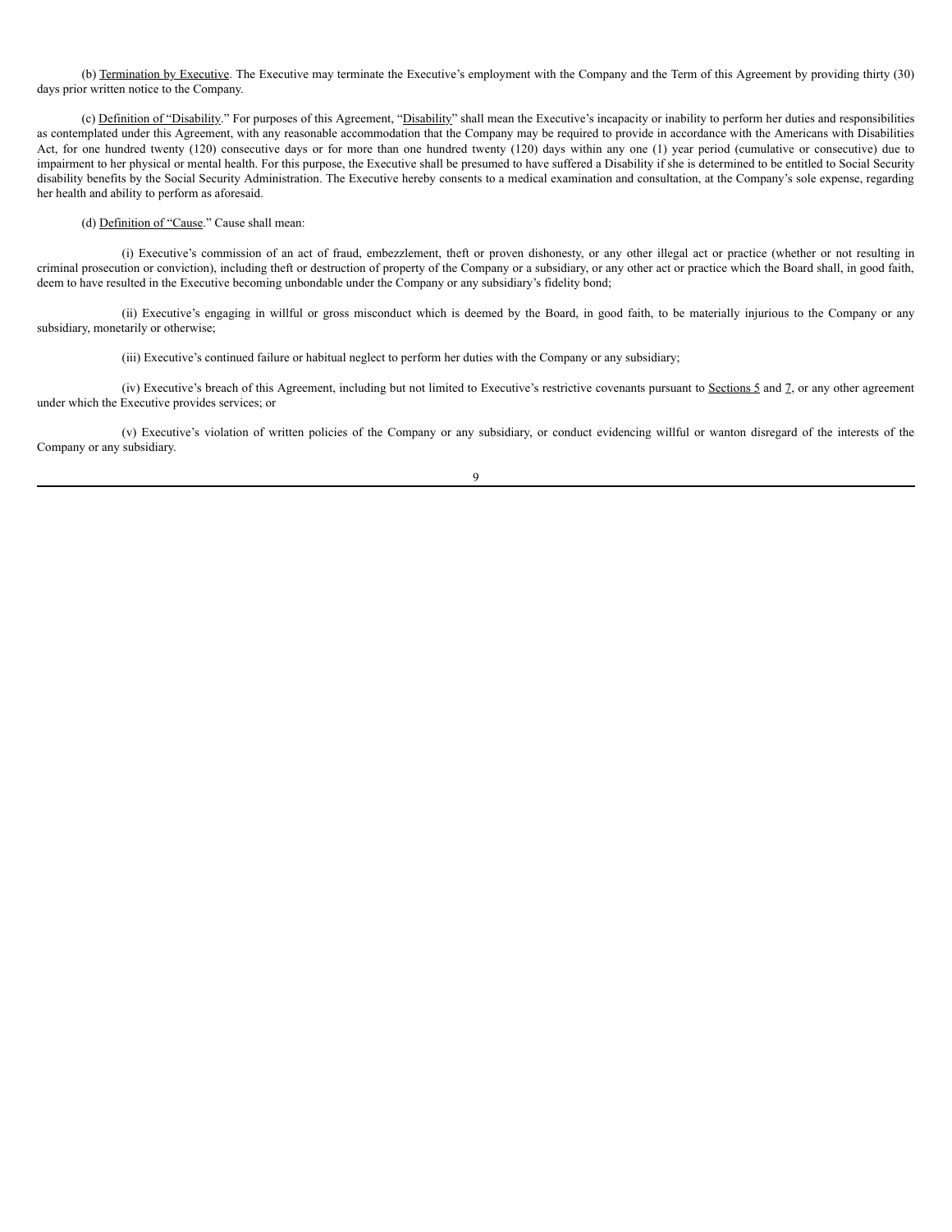(b) Termination by Executive. The Executive may terminate the Executive's employment with the Company and the Term of this Agreement by providing thirty (30) days prior written notice to the Company.

(c) Definition of "Disability." For purposes of this Agreement, "Disability" shall mean the Executive's incapacity or inability to perform her duties and responsibilities as contemplated under this Agreement, with any reasonable accommodation that the Company may be required to provide in accordance with the Americans with Disabilities Act, for one hundred twenty (120) consecutive days or for more than one hundred twenty (120) days within any one (1) year period (cumulative or consecutive) due to impairment to her physical or mental health. For this purpose, the Executive shall be presumed to have suffered a Disability if she is determined to be entitled to Social Security disability benefits by the Social Security Administration. The Executive hereby consents to a medical examination and consultation, at the Company's sole expense, regarding her health and ability to perform as aforesaid.

(d) Definition of "Cause." Cause shall mean:

(i) Executive's commission of an act of fraud, embezzlement, theft or proven dishonesty, or any other illegal act or practice (whether or not resulting in criminal prosecution or conviction), including theft or destruction of property of the Company or a subsidiary, or any other act or practice which the Board shall, in good faith, deem to have resulted in the Executive becoming unbondable under the Company or any subsidiary's fidelity bond;

(ii) Executive's engaging in willful or gross misconduct which is deemed by the Board, in good faith, to be materially injurious to the Company or any subsidiary, monetarily or otherwise;

(iii) Executive's continued failure or habitual neglect to perform her duties with the Company or any subsidiary;

(iv) Executive's breach of this Agreement, including but not limited to Executive's restrictive covenants pursuant to Sections 5 and 7, or any other agreement under which the Executive provides services; or

(v) Executive's violation of written policies of the Company or any subsidiary, or conduct evidencing willful or wanton disregard of the interests of the Company or any subsidiary.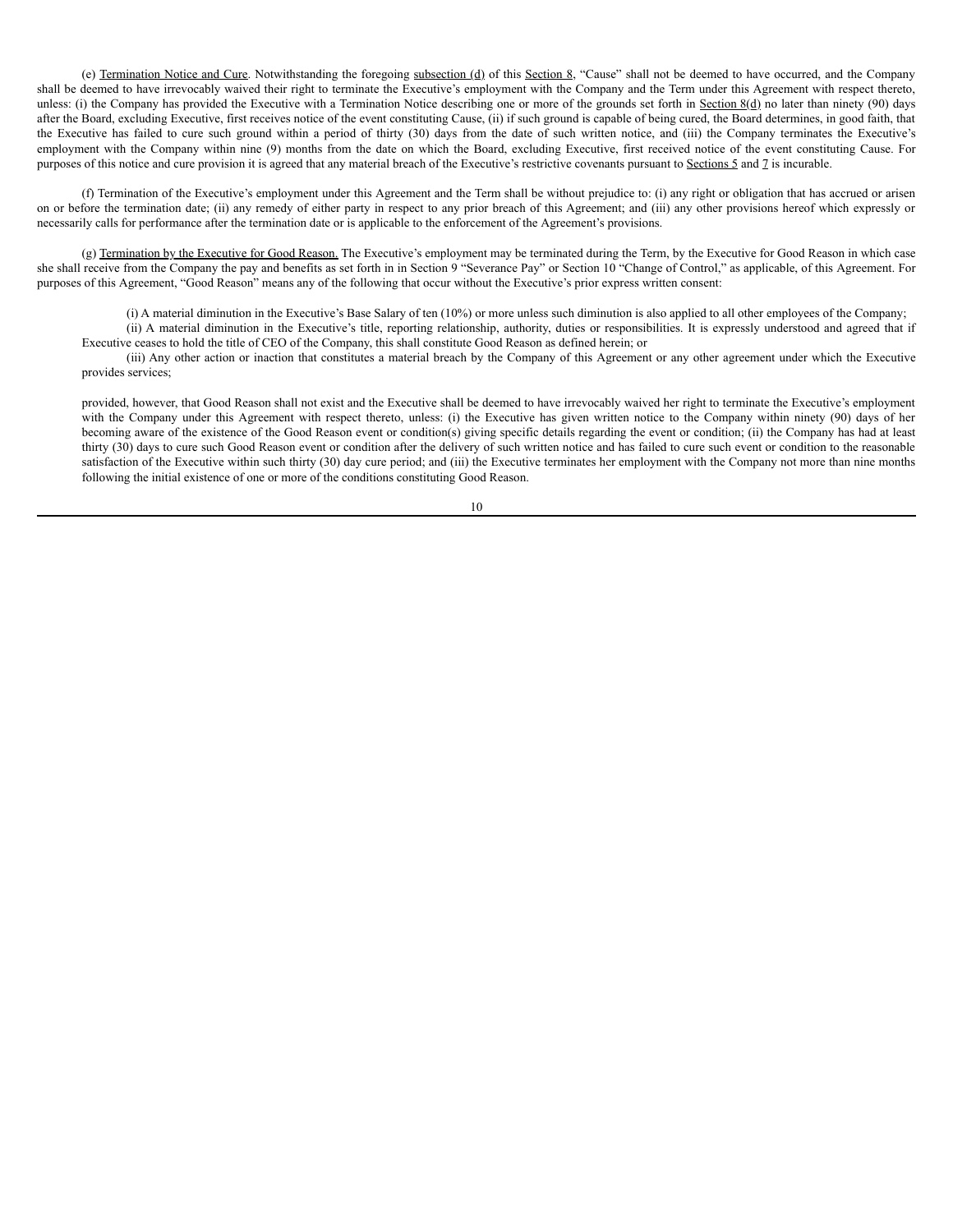(e) Termination Notice and Cure. Notwithstanding the foregoing subsection (d) of this Section 8, "Cause" shall not be deemed to have occurred, and the Company shall be deemed to have irrevocably waived their right to terminate the Executive's employment with the Company and the Term under this Agreement with respect thereto, unless: (i) the Company has provided the Executive with a Termination Notice describing one or more of the grounds set forth in Section 8(d) no later than ninety (90) days after the Board, excluding Executive, first receives notice of the event constituting Cause, (ii) if such ground is capable of being cured, the Board determines, in good faith, that the Executive has failed to cure such ground within a period of thirty (30) days from the date of such written notice, and (iii) the Company terminates the Executive's employment with the Company within nine (9) months from the date on which the Board, excluding Executive, first received notice of the event constituting Cause. For purposes of this notice and cure provision it is agreed that any material breach of the Executive's restrictive covenants pursuant to Sections 5 and 7 is incurable.

(f) Termination of the Executive's employment under this Agreement and the Term shall be without prejudice to: (i) any right or obligation that has accrued or arisen on or before the termination date; (ii) any remedy of either party in respect to any prior breach of this Agreement; and (iii) any other provisions hereof which expressly or necessarily calls for performance after the termination date or is applicable to the enforcement of the Agreement's provisions.

(g) Termination by the Executive for Good Reason. The Executive's employment may be terminated during the Term, by the Executive for Good Reason in which case she shall receive from the Company the pay and benefits as set forth in in Section 9 "Severance Pay" or Section 10 "Change of Control," as applicable, of this Agreement. For purposes of this Agreement, "Good Reason" means any of the following that occur without the Executive's prior express written consent:

(i) A material diminution in the Executive's Base Salary of ten (10%) or more unless such diminution is also applied to all other employees of the Company;

(ii) A material diminution in the Executive's title, reporting relationship, authority, duties or responsibilities. It is expressly understood and agreed that if Executive ceases to hold the title of CEO of the Company, this shall constitute Good Reason as defined herein; or

(iii) Any other action or inaction that constitutes a material breach by the Company of this Agreement or any other agreement under which the Executive provides services;

provided, however, that Good Reason shall not exist and the Executive shall be deemed to have irrevocably waived her right to terminate the Executive's employment with the Company under this Agreement with respect thereto, unless: (i) the Executive has given written notice to the Company within ninety (90) days of her becoming aware of the existence of the Good Reason event or condition(s) giving specific details regarding the event or condition; (ii) the Company has had at least thirty (30) days to cure such Good Reason event or condition after the delivery of such written notice and has failed to cure such event or condition to the reasonable satisfaction of the Executive within such thirty (30) day cure period; and (iii) the Executive terminates her employment with the Company not more than nine months following the initial existence of one or more of the conditions constituting Good Reason.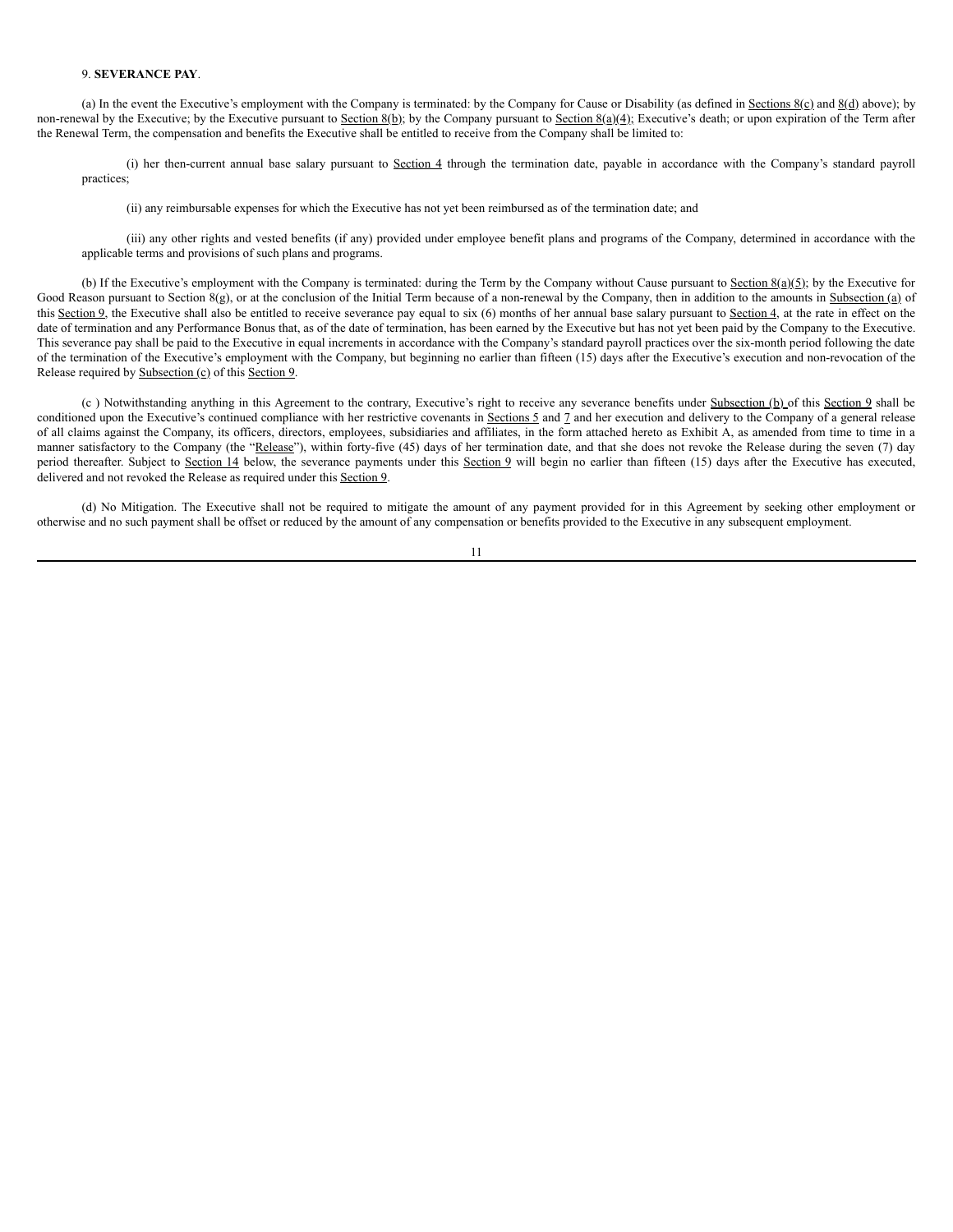9. **SEVERANCE PAY**.

(a) In the event the Executive's employment with the Company is terminated: by the Company for Cause or Disability (as defined in Sections 8(c) and 8(d) above); by non-renewal by the Executive; by the Executive pursuant to Section 8(b); by the Company pursuant to Section 8(a)(4); Executive's death; or upon expiration of the Term after the Renewal Term, the compensation and benefits the Executive shall be entitled to receive from the Company shall be limited to:

(i) her then-current annual base salary pursuant to Section 4 through the termination date, payable in accordance with the Company's standard payroll practices;

(ii) any reimbursable expenses for which the Executive has not yet been reimbursed as of the termination date; and

(iii) any other rights and vested benefits (if any) provided under employee benefit plans and programs of the Company, determined in accordance with the applicable terms and provisions of such plans and programs.

(b) If the Executive's employment with the Company is terminated: during the Term by the Company without Cause pursuant to Section 8(a)(5); by the Executive for Good Reason pursuant to Section 8(g), or at the conclusion of the Initial Term because of a non-renewal by the Company, then in addition to the amounts in Subsection (a) of this Section 9, the Executive shall also be entitled to receive severance pay equal to six (6) months of her annual base salary pursuant to Section 4, at the rate in effect on the date of termination and any Performance Bonus that, as of the date of termination, has been earned by the Executive but has not yet been paid by the Company to the Executive. This severance pay shall be paid to the Executive in equal increments in accordance with the Company's standard payroll practices over the six-month period following the date of the termination of the Executive's employment with the Company, but beginning no earlier than fifteen (15) days after the Executive's execution and non-revocation of the Release required by Subsection (c) of this Section 9.

(c ) Notwithstanding anything in this Agreement to the contrary, Executive's right to receive any severance benefits under Subsection (b) of this Section 9 shall be conditioned upon the Executive's continued compliance with her restrictive covenants in Sections 5 and 7 and her execution and delivery to the Company of a general release of all claims against the Company, its officers, directors, employees, subsidiaries and affiliates, in the form attached hereto as Exhibit A, as amended from time to time in a manner satisfactory to the Company (the "Release"), within forty-five (45) days of her termination date, and that she does not revoke the Release during the seven (7) day period thereafter. Subject to Section 14 below, the severance payments under this Section 9 will begin no earlier than fifteen (15) days after the Executive has executed, delivered and not revoked the Release as required under this Section 9.

(d) No Mitigation. The Executive shall not be required to mitigate the amount of any payment provided for in this Agreement by seeking other employment or otherwise and no such payment shall be offset or reduced by the amount of any compensation or benefits provided to the Executive in any subsequent employment.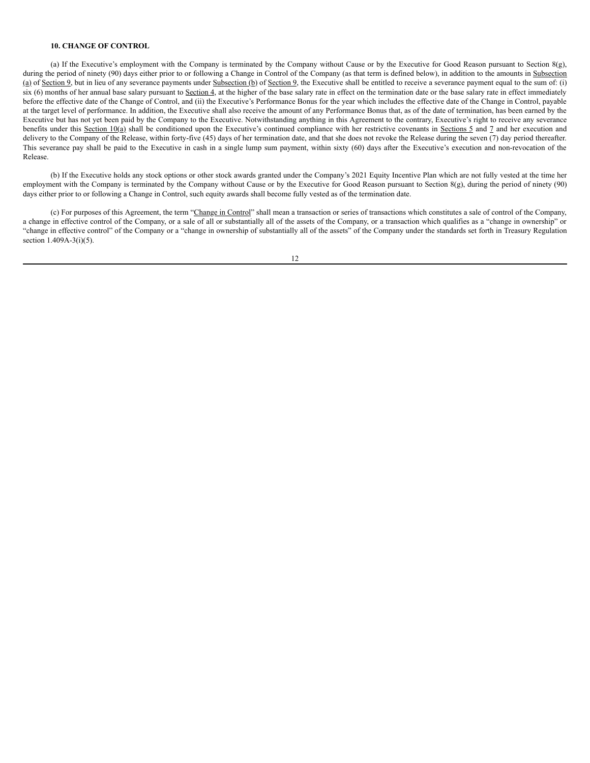**10. CHANGE OF CONTROL**

(a) If the Executive's employment with the Company is terminated by the Company without Cause or by the Executive for Good Reason pursuant to Section 8(g), during the period of ninety (90) days either prior to or following a Change in Control of the Company (as that term is defined below), in addition to the amounts in Subsection (a) of Section 9, but in lieu of any severance payments under Subsection (b) of Section 9, the Executive shall be entitled to receive a severance payment equal to the sum of: (i) six (6) months of her annual base salary pursuant to Section 4, at the higher of the base salary rate in effect on the termination date or the base salary rate in effect immediately before the effective date of the Change of Control, and (ii) the Executive's Performance Bonus for the year which includes the effective date of the Change in Control, payable at the target level of performance. In addition, the Executive shall also receive the amount of any Performance Bonus that, as of the date of termination, has been earned by the Executive but has not yet been paid by the Company to the Executive. Notwithstanding anything in this Agreement to the contrary, Executive's right to receive any severance benefits under this Section 10(a) shall be conditioned upon the Executive's continued compliance with her restrictive covenants in Sections 5 and 7 and her execution and delivery to the Company of the Release, within forty-five (45) days of her termination date, and that she does not revoke the Release during the seven (7) day period thereafter. This severance pay shall be paid to the Executive in cash in a single lump sum payment, within sixty (60) days after the Executive's execution and non-revocation of the Release.

(b) If the Executive holds any stock options or other stock awards granted under the Company's 2021 Equity Incentive Plan which are not fully vested at the time her employment with the Company is terminated by the Company without Cause or by the Executive for Good Reason pursuant to Section 8(g), during the period of ninety (90) days either prior to or following a Change in Control, such equity awards shall become fully vested as of the termination date.

(c) For purposes of this Agreement, the term "Change in Control" shall mean a transaction or series of transactions which constitutes a sale of control of the Company, a change in effective control of the Company, or a sale of all or substantially all of the assets of the Company, or a transaction which qualifies as a "change in ownership" or "change in effective control" of the Company or a "change in ownership of substantially all of the assets" of the Company under the standards set forth in Treasury Regulation section 1.409A-3(i)(5).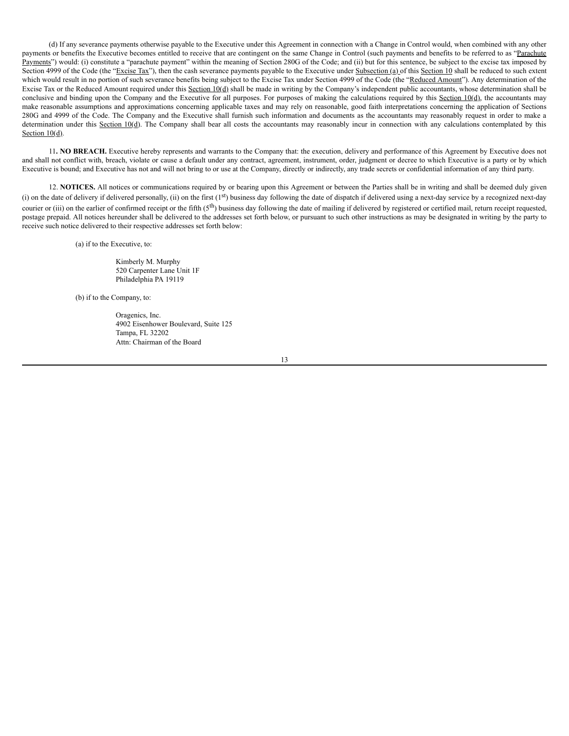(d) If any severance payments otherwise payable to the Executive under this Agreement in connection with a Change in Control would, when combined with any other payments or benefits the Executive becomes entitled to receive that are contingent on the same Change in Control (such payments and benefits to be referred to as "Parachute Payments") would: (i) constitute a "parachute payment" within the meaning of Section 280G of the Code; and (ii) but for this sentence, be subject to the excise tax imposed by Section 4999 of the Code (the "Excise Tax"), then the cash severance payments payable to the Executive under Subsection (a) of this Section 10 shall be reduced to such extent which would result in no portion of such severance benefits being subject to the Excise Tax under Section 4999 of the Code (the "Reduced Amount"). Any determination of the Excise Tax or the Reduced Amount required under this Section 10(d) shall be made in writing by the Company's independent public accountants, whose determination shall be conclusive and binding upon the Company and the Executive for all purposes. For purposes of making the calculations required by this Section 10(d), the accountants may make reasonable assumptions and approximations concerning applicable taxes and may rely on reasonable, good faith interpretations concerning the application of Sections 280G and 4999 of the Code. The Company and the Executive shall furnish such information and documents as the accountants may reasonably request in order to make a determination under this Section 10(d). The Company shall bear all costs the accountants may reasonably incur in connection with any calculations contemplated by this Section 10(d).

11**. NO BREACH.** Executive hereby represents and warrants to the Company that: the execution, delivery and performance of this Agreement by Executive does not and shall not conflict with, breach, violate or cause a default under any contract, agreement, instrument, order, judgment or decree to which Executive is a party or by which Executive is bound; and Executive has not and will not bring to or use at the Company, directly or indirectly, any trade secrets or confidential information of any third party.

12. **NOTICES.** All notices or communications required by or bearing upon this Agreement or between the Parties shall be in writing and shall be deemed duly given (i) on the date of delivery if delivered personally, (ii) on the first (1st) business day following the date of dispatch if delivered using a next-day service by a recognized next-day courier or (iii) on the earlier of confirmed receipt or the fifth (5th) business day following the date of mailing if delivered by registered or certified mail, return receipt requested, postage prepaid. All notices hereunder shall be delivered to the addresses set forth below, or pursuant to such other instructions as may be designated in writing by the party to receive such notice delivered to their respective addresses set forth below:

(a) if to the Executive, to:

Kimberly M. Murphy
520 Carpenter Lane Unit 1F
Philadelphia PA 19119

(b) if to the Company, to:

Oragenics, Inc.
4902 Eisenhower Boulevard, Suite 125
Tampa, FL 32202
Attn: Chairman of the Board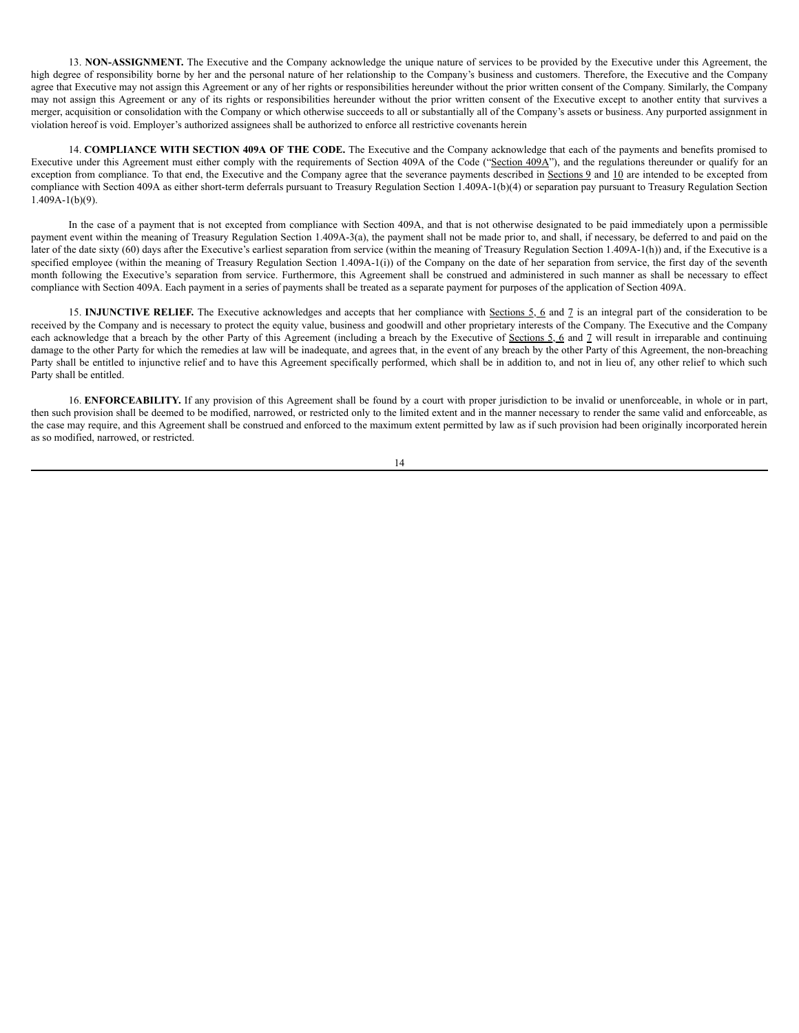13. **NON-ASSIGNMENT.** The Executive and the Company acknowledge the unique nature of services to be provided by the Executive under this Agreement, the high degree of responsibility borne by her and the personal nature of her relationship to the Company's business and customers. Therefore, the Executive and the Company agree that Executive may not assign this Agreement or any of her rights or responsibilities hereunder without the prior written consent of the Company. Similarly, the Company may not assign this Agreement or any of its rights or responsibilities hereunder without the prior written consent of the Executive except to another entity that survives a merger, acquisition or consolidation with the Company or which otherwise succeeds to all or substantially all of the Company's assets or business. Any purported assignment in violation hereof is void. Employer's authorized assignees shall be authorized to enforce all restrictive covenants herein

14. **COMPLIANCE WITH SECTION 409A OF THE CODE.** The Executive and the Company acknowledge that each of the payments and benefits promised to Executive under this Agreement must either comply with the requirements of Section 409A of the Code ("Section 409A"), and the regulations thereunder or qualify for an exception from compliance. To that end, the Executive and the Company agree that the severance payments described in Sections 9 and 10 are intended to be excepted from compliance with Section 409A as either short-term deferrals pursuant to Treasury Regulation Section 1.409A-1(b)(4) or separation pay pursuant to Treasury Regulation Section 1.409A-1(b)(9).

In the case of a payment that is not excepted from compliance with Section 409A, and that is not otherwise designated to be paid immediately upon a permissible payment event within the meaning of Treasury Regulation Section 1.409A-3(a), the payment shall not be made prior to, and shall, if necessary, be deferred to and paid on the later of the date sixty (60) days after the Executive's earliest separation from service (within the meaning of Treasury Regulation Section 1.409A-1(h)) and, if the Executive is a specified employee (within the meaning of Treasury Regulation Section 1.409A-1(i)) of the Company on the date of her separation from service, the first day of the seventh month following the Executive's separation from service. Furthermore, this Agreement shall be construed and administered in such manner as shall be necessary to effect compliance with Section 409A. Each payment in a series of payments shall be treated as a separate payment for purposes of the application of Section 409A.

15. **INJUNCTIVE RELIEF.** The Executive acknowledges and accepts that her compliance with Sections 5, 6 and 7 is an integral part of the consideration to be received by the Company and is necessary to protect the equity value, business and goodwill and other proprietary interests of the Company. The Executive and the Company each acknowledge that a breach by the other Party of this Agreement (including a breach by the Executive of Sections 5, 6 and 7 will result in irreparable and continuing damage to the other Party for which the remedies at law will be inadequate, and agrees that, in the event of any breach by the other Party of this Agreement, the non-breaching Party shall be entitled to injunctive relief and to have this Agreement specifically performed, which shall be in addition to, and not in lieu of, any other relief to which such Party shall be entitled.

16. **ENFORCEABILITY.** If any provision of this Agreement shall be found by a court with proper jurisdiction to be invalid or unenforceable, in whole or in part, then such provision shall be deemed to be modified, narrowed, or restricted only to the limited extent and in the manner necessary to render the same valid and enforceable, as the case may require, and this Agreement shall be construed and enforced to the maximum extent permitted by law as if such provision had been originally incorporated herein as so modified, narrowed, or restricted.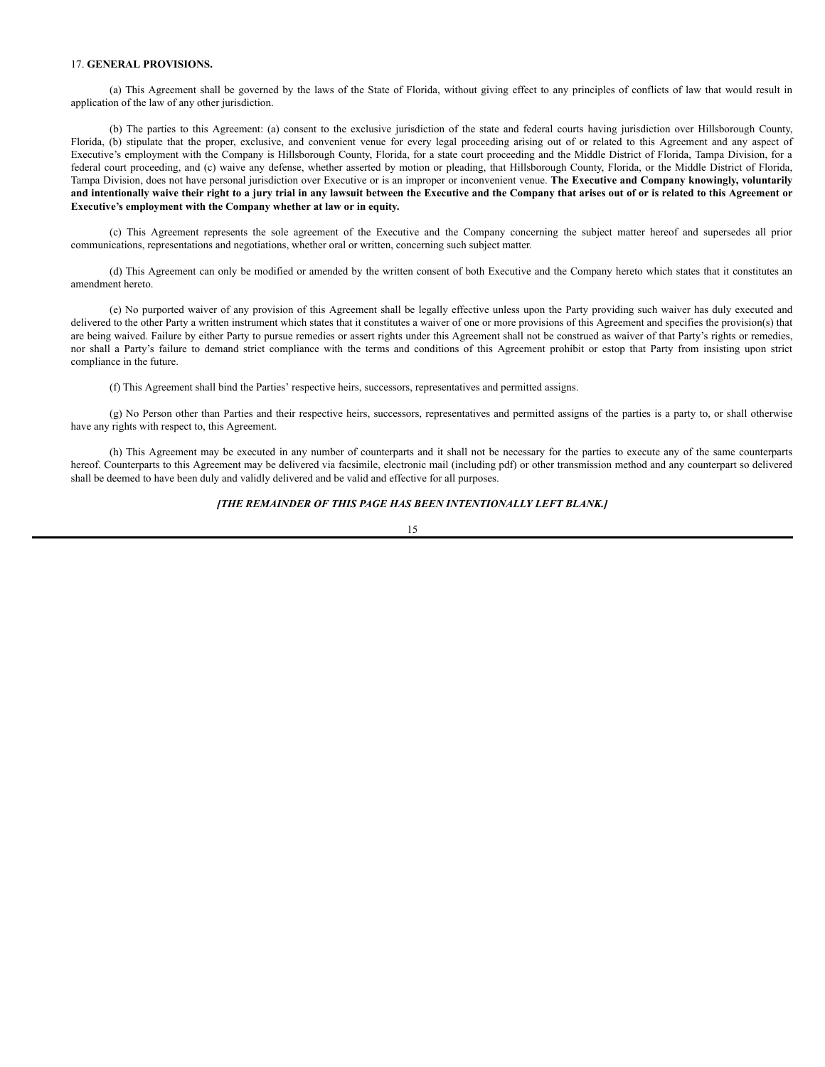17. **GENERAL PROVISIONS.**

(a) This Agreement shall be governed by the laws of the State of Florida, without giving effect to any principles of conflicts of law that would result in application of the law of any other jurisdiction.

(b) The parties to this Agreement: (a) consent to the exclusive jurisdiction of the state and federal courts having jurisdiction over Hillsborough County, Florida, (b) stipulate that the proper, exclusive, and convenient venue for every legal proceeding arising out of or related to this Agreement and any aspect of Executive's employment with the Company is Hillsborough County, Florida, for a state court proceeding and the Middle District of Florida, Tampa Division, for a federal court proceeding, and (c) waive any defense, whether asserted by motion or pleading, that Hillsborough County, Florida, or the Middle District of Florida, Tampa Division, does not have personal jurisdiction over Executive or is an improper or inconvenient venue. **The Executive and Company knowingly, voluntarily and intentionally waive their right to a jury trial in any lawsuit between the Executive and the Company that arises out of or is related to this Agreement or Executive's employment with the Company whether at law or in equity.**

(c) This Agreement represents the sole agreement of the Executive and the Company concerning the subject matter hereof and supersedes all prior communications, representations and negotiations, whether oral or written, concerning such subject matter.

(d) This Agreement can only be modified or amended by the written consent of both Executive and the Company hereto which states that it constitutes an amendment hereto.

(e) No purported waiver of any provision of this Agreement shall be legally effective unless upon the Party providing such waiver has duly executed and delivered to the other Party a written instrument which states that it constitutes a waiver of one or more provisions of this Agreement and specifies the provision(s) that are being waived. Failure by either Party to pursue remedies or assert rights under this Agreement shall not be construed as waiver of that Party's rights or remedies, nor shall a Party's failure to demand strict compliance with the terms and conditions of this Agreement prohibit or estop that Party from insisting upon strict compliance in the future.

(f) This Agreement shall bind the Parties' respective heirs, successors, representatives and permitted assigns.

(g) No Person other than Parties and their respective heirs, successors, representatives and permitted assigns of the parties is a party to, or shall otherwise have any rights with respect to, this Agreement.

(h) This Agreement may be executed in any number of counterparts and it shall not be necessary for the parties to execute any of the same counterparts hereof. Counterparts to this Agreement may be delivered via facsimile, electronic mail (including pdf) or other transmission method and any counterpart so delivered shall be deemed to have been duly and validly delivered and be valid and effective for all purposes.

***[THE REMAINDER OF THIS PAGE HAS BEEN INTENTIONALLY LEFT BLANK.]***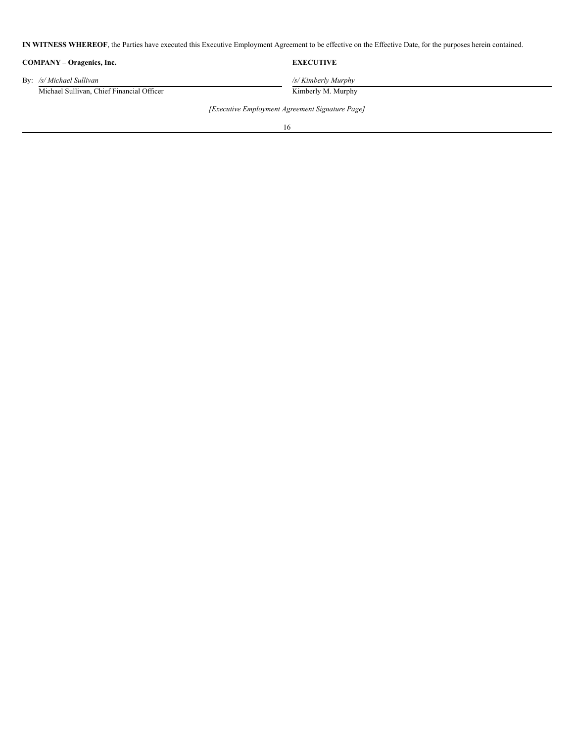**IN WITNESS WHEREOF**, the Parties have executed this Executive Employment Agreement to be effective on the Effective Date, for the purposes herein contained.

| **COMPANY – Oragenics, Inc.** | **EXECUTIVE** |
| --- | --- |
| By: */s/ Michael Sullivan* | */s/ Kimberly Murphy* |
| Michael Sullivan, Chief Financial Officer | Kimberly M. Murphy |

*[Executive Employment Agreement Signature Page]*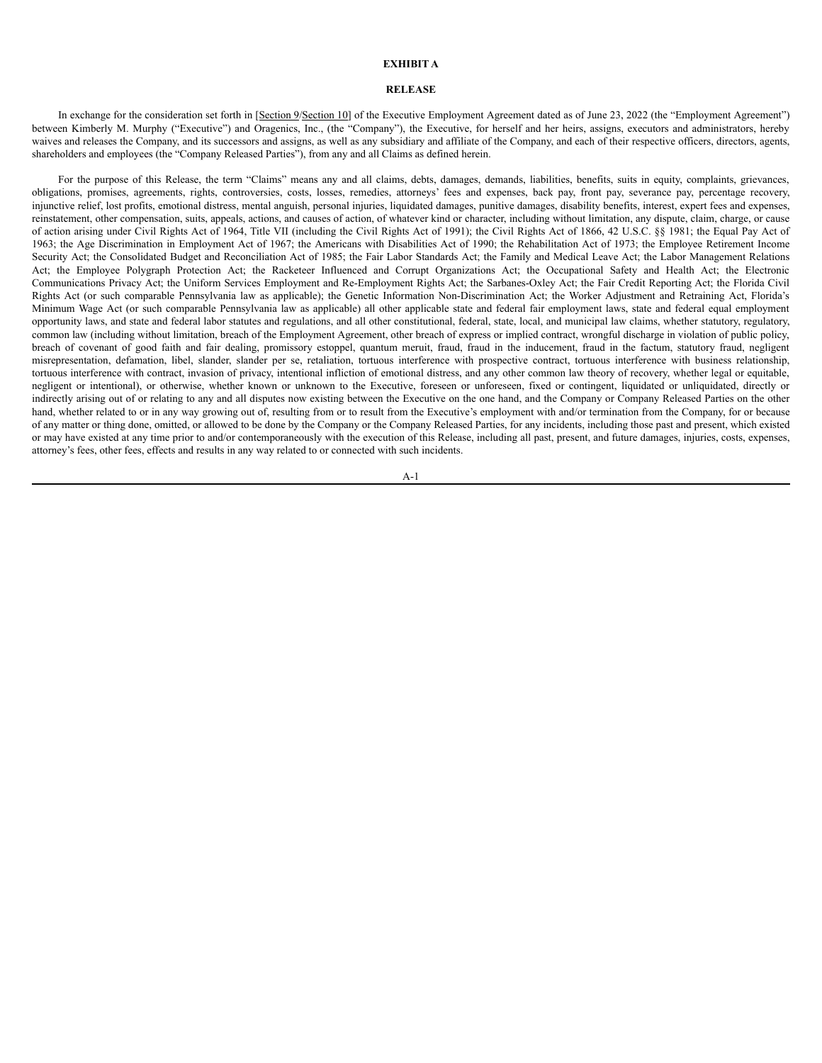**EXHIBIT A**

**RELEASE**

In exchange for the consideration set forth in [Section 9/Section 10] of the Executive Employment Agreement dated as of June 23, 2022 (the "Employment Agreement") between Kimberly M. Murphy ("Executive") and Oragenics, Inc., (the "Company"), the Executive, for herself and her heirs, assigns, executors and administrators, hereby waives and releases the Company, and its successors and assigns, as well as any subsidiary and affiliate of the Company, and each of their respective officers, directors, agents, shareholders and employees (the "Company Released Parties"), from any and all Claims as defined herein.

For the purpose of this Release, the term "Claims" means any and all claims, debts, damages, demands, liabilities, benefits, suits in equity, complaints, grievances, obligations, promises, agreements, rights, controversies, costs, losses, remedies, attorneys' fees and expenses, back pay, front pay, severance pay, percentage recovery, injunctive relief, lost profits, emotional distress, mental anguish, personal injuries, liquidated damages, punitive damages, disability benefits, interest, expert fees and expenses, reinstatement, other compensation, suits, appeals, actions, and causes of action, of whatever kind or character, including without limitation, any dispute, claim, charge, or cause of action arising under Civil Rights Act of 1964, Title VII (including the Civil Rights Act of 1991); the Civil Rights Act of 1866, 42 U.S.C. §§ 1981; the Equal Pay Act of 1963; the Age Discrimination in Employment Act of 1967; the Americans with Disabilities Act of 1990; the Rehabilitation Act of 1973; the Employee Retirement Income Security Act; the Consolidated Budget and Reconciliation Act of 1985; the Fair Labor Standards Act; the Family and Medical Leave Act; the Labor Management Relations Act; the Employee Polygraph Protection Act; the Racketeer Influenced and Corrupt Organizations Act; the Occupational Safety and Health Act; the Electronic Communications Privacy Act; the Uniform Services Employment and Re-Employment Rights Act; the Sarbanes-Oxley Act; the Fair Credit Reporting Act; the Florida Civil Rights Act (or such comparable Pennsylvania law as applicable); the Genetic Information Non-Discrimination Act; the Worker Adjustment and Retraining Act, Florida's Minimum Wage Act (or such comparable Pennsylvania law as applicable) all other applicable state and federal fair employment laws, state and federal equal employment opportunity laws, and state and federal labor statutes and regulations, and all other constitutional, federal, state, local, and municipal law claims, whether statutory, regulatory, common law (including without limitation, breach of the Employment Agreement, other breach of express or implied contract, wrongful discharge in violation of public policy, breach of covenant of good faith and fair dealing, promissory estoppel, quantum meruit, fraud, fraud in the inducement, fraud in the factum, statutory fraud, negligent misrepresentation, defamation, libel, slander, slander per se, retaliation, tortuous interference with prospective contract, tortuous interference with business relationship, tortuous interference with contract, invasion of privacy, intentional infliction of emotional distress, and any other common law theory of recovery, whether legal or equitable, negligent or intentional), or otherwise, whether known or unknown to the Executive, foreseen or unforeseen, fixed or contingent, liquidated or unliquidated, directly or indirectly arising out of or relating to any and all disputes now existing between the Executive on the one hand, and the Company or Company Released Parties on the other hand, whether related to or in any way growing out of, resulting from or to result from the Executive's employment with and/or termination from the Company, for or because of any matter or thing done, omitted, or allowed to be done by the Company or the Company Released Parties, for any incidents, including those past and present, which existed or may have existed at any time prior to and/or contemporaneously with the execution of this Release, including all past, present, and future damages, injuries, costs, expenses, attorney's fees, other fees, effects and results in any way related to or connected with such incidents.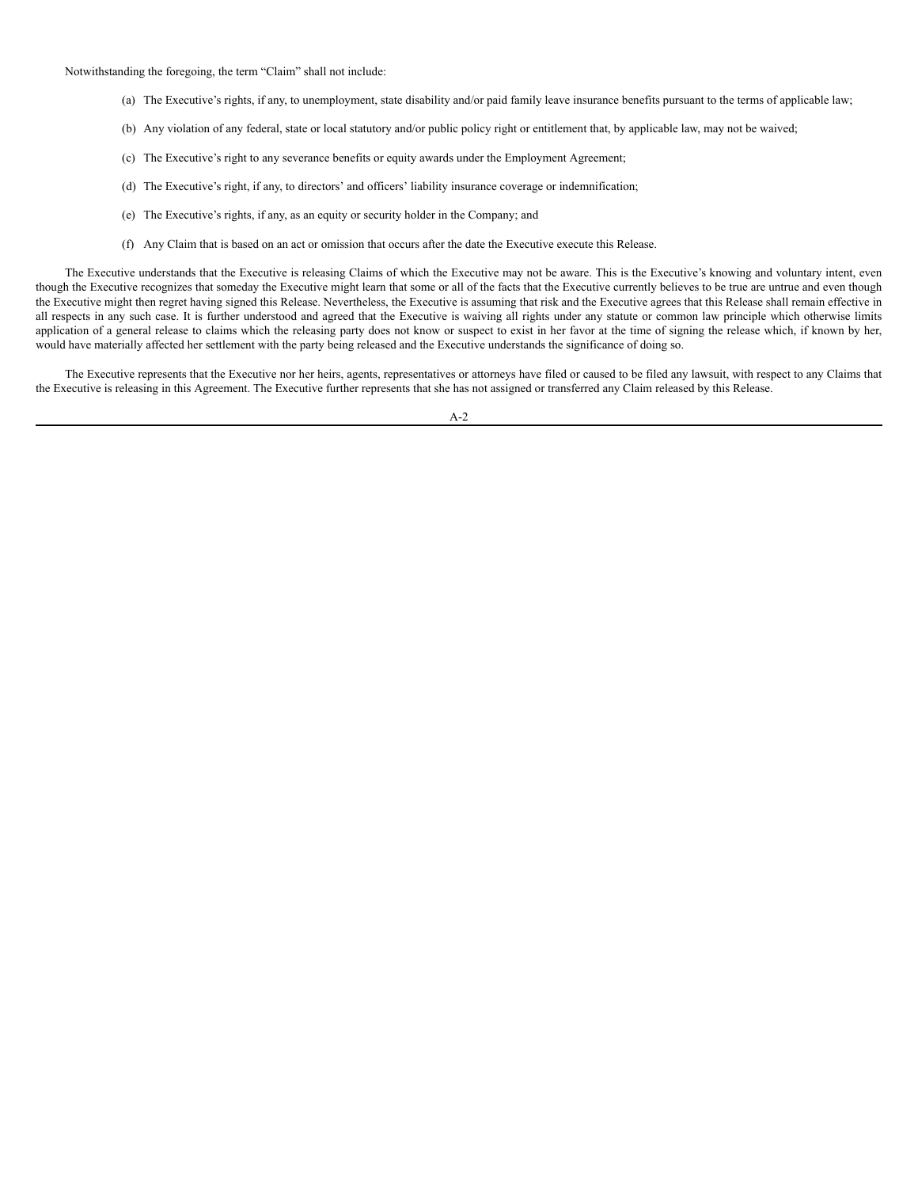Notwithstanding the foregoing, the term "Claim" shall not include:

(a) The Executive's rights, if any, to unemployment, state disability and/or paid family leave insurance benefits pursuant to the terms of applicable law;

(b) Any violation of any federal, state or local statutory and/or public policy right or entitlement that, by applicable law, may not be waived;

(c) The Executive's right to any severance benefits or equity awards under the Employment Agreement;

(d) The Executive's right, if any, to directors' and officers' liability insurance coverage or indemnification;

(e) The Executive's rights, if any, as an equity or security holder in the Company; and

(f) Any Claim that is based on an act or omission that occurs after the date the Executive execute this Release.

The Executive understands that the Executive is releasing Claims of which the Executive may not be aware. This is the Executive's knowing and voluntary intent, even though the Executive recognizes that someday the Executive might learn that some or all of the facts that the Executive currently believes to be true are untrue and even though the Executive might then regret having signed this Release. Nevertheless, the Executive is assuming that risk and the Executive agrees that this Release shall remain effective in all respects in any such case. It is further understood and agreed that the Executive is waiving all rights under any statute or common law principle which otherwise limits application of a general release to claims which the releasing party does not know or suspect to exist in her favor at the time of signing the release which, if known by her, would have materially affected her settlement with the party being released and the Executive understands the significance of doing so.

The Executive represents that the Executive nor her heirs, agents, representatives or attorneys have filed or caused to be filed any lawsuit, with respect to any Claims that the Executive is releasing in this Agreement. The Executive further represents that she has not assigned or transferred any Claim released by this Release.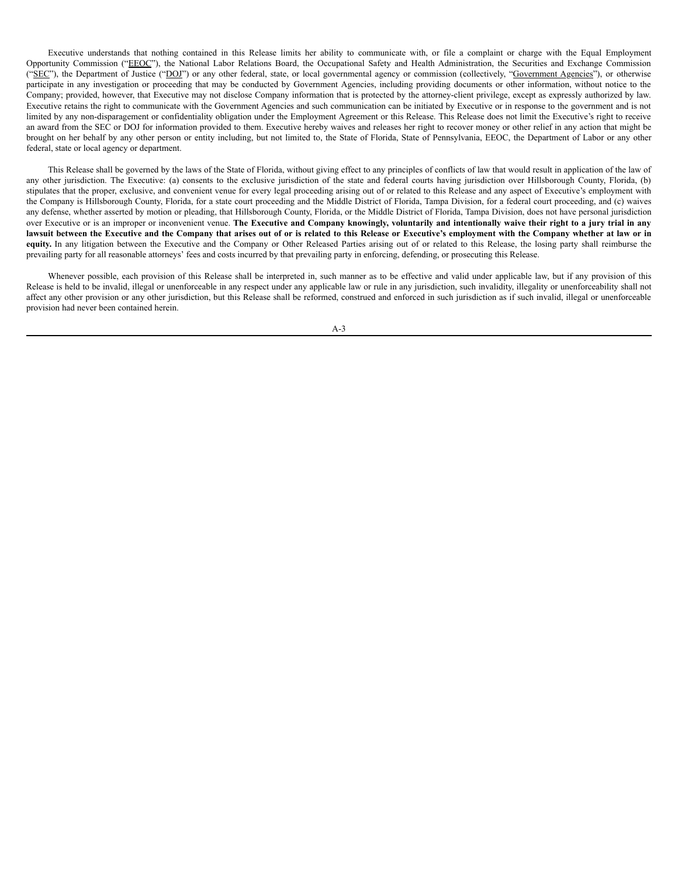Executive understands that nothing contained in this Release limits her ability to communicate with, or file a complaint or charge with the Equal Employment Opportunity Commission ("EEOC"), the National Labor Relations Board, the Occupational Safety and Health Administration, the Securities and Exchange Commission ("SEC"), the Department of Justice ("DOJ") or any other federal, state, or local governmental agency or commission (collectively, "Government Agencies"), or otherwise participate in any investigation or proceeding that may be conducted by Government Agencies, including providing documents or other information, without notice to the Company; provided, however, that Executive may not disclose Company information that is protected by the attorney-client privilege, except as expressly authorized by law. Executive retains the right to communicate with the Government Agencies and such communication can be initiated by Executive or in response to the government and is not limited by any non-disparagement or confidentiality obligation under the Employment Agreement or this Release. This Release does not limit the Executive's right to receive an award from the SEC or DOJ for information provided to them. Executive hereby waives and releases her right to recover money or other relief in any action that might be brought on her behalf by any other person or entity including, but not limited to, the State of Florida, State of Pennsylvania, EEOC, the Department of Labor or any other federal, state or local agency or department.

This Release shall be governed by the laws of the State of Florida, without giving effect to any principles of conflicts of law that would result in application of the law of any other jurisdiction. The Executive: (a) consents to the exclusive jurisdiction of the state and federal courts having jurisdiction over Hillsborough County, Florida, (b) stipulates that the proper, exclusive, and convenient venue for every legal proceeding arising out of or related to this Release and any aspect of Executive's employment with the Company is Hillsborough County, Florida, for a state court proceeding and the Middle District of Florida, Tampa Division, for a federal court proceeding, and (c) waives any defense, whether asserted by motion or pleading, that Hillsborough County, Florida, or the Middle District of Florida, Tampa Division, does not have personal jurisdiction over Executive or is an improper or inconvenient venue. **The Executive and Company knowingly, voluntarily and intentionally waive their right to a jury trial in any lawsuit between the Executive and the Company that arises out of or is related to this Release or Executive's employment with the Company whether at law or in equity.** In any litigation between the Executive and the Company or Other Released Parties arising out of or related to this Release, the losing party shall reimburse the prevailing party for all reasonable attorneys' fees and costs incurred by that prevailing party in enforcing, defending, or prosecuting this Release.

Whenever possible, each provision of this Release shall be interpreted in, such manner as to be effective and valid under applicable law, but if any provision of this Release is held to be invalid, illegal or unenforceable in any respect under any applicable law or rule in any jurisdiction, such invalidity, illegality or unenforceability shall not affect any other provision or any other jurisdiction, but this Release shall be reformed, construed and enforced in such jurisdiction as if such invalid, illegal or unenforceable provision had never been contained herein.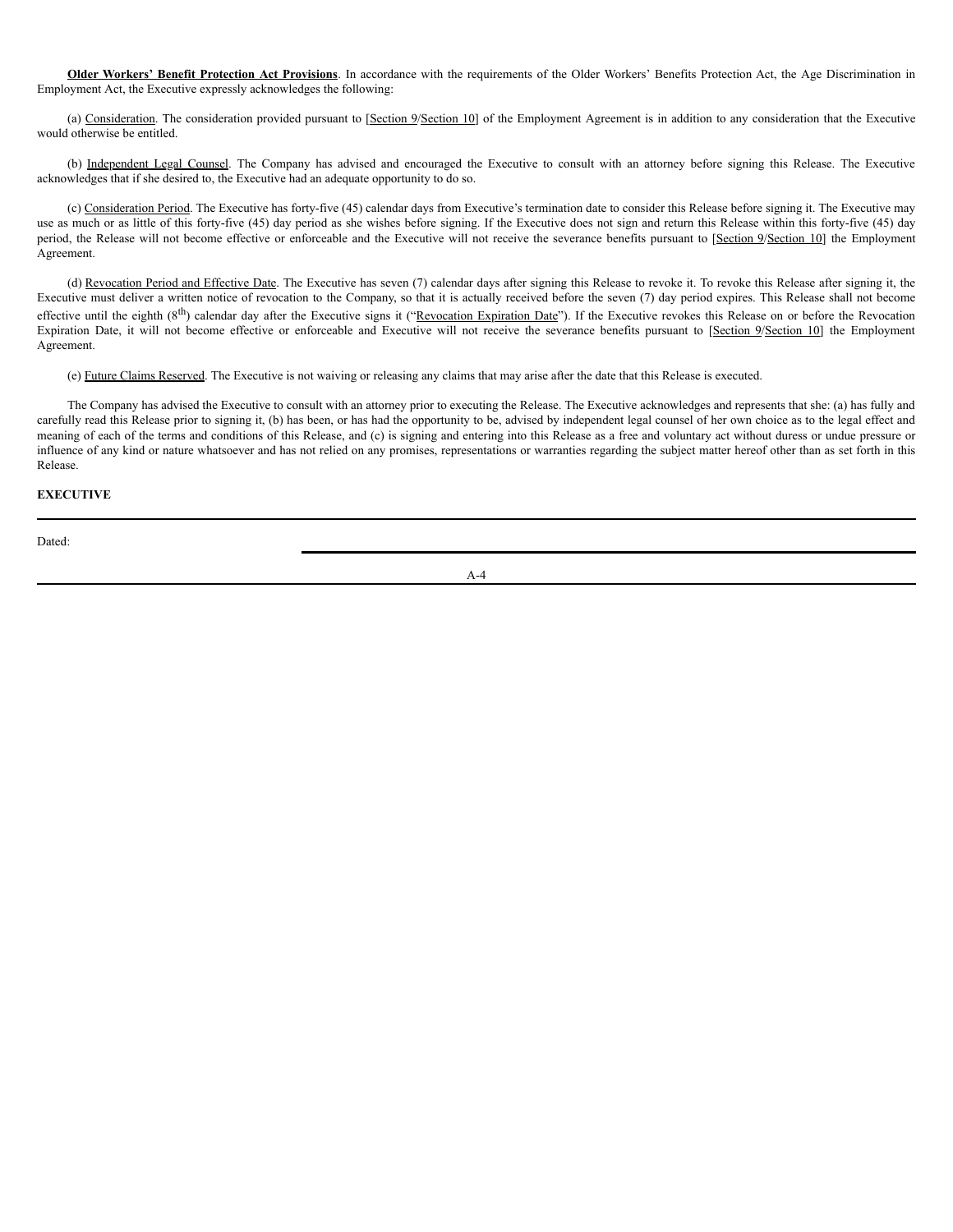**Older Workers' Benefit Protection Act Provisions**. In accordance with the requirements of the Older Workers' Benefits Protection Act, the Age Discrimination in Employment Act, the Executive expressly acknowledges the following:

(a) Consideration. The consideration provided pursuant to [Section 9/Section 10] of the Employment Agreement is in addition to any consideration that the Executive would otherwise be entitled.

(b) Independent Legal Counsel. The Company has advised and encouraged the Executive to consult with an attorney before signing this Release. The Executive acknowledges that if she desired to, the Executive had an adequate opportunity to do so.

(c) Consideration Period. The Executive has forty-five (45) calendar days from Executive's termination date to consider this Release before signing it. The Executive may use as much or as little of this forty-five (45) day period as she wishes before signing. If the Executive does not sign and return this Release within this forty-five (45) day period, the Release will not become effective or enforceable and the Executive will not receive the severance benefits pursuant to [Section 9/Section 10] the Employment Agreement.

(d) Revocation Period and Effective Date. The Executive has seven (7) calendar days after signing this Release to revoke it. To revoke this Release after signing it, the Executive must deliver a written notice of revocation to the Company, so that it is actually received before the seven (7) day period expires. This Release shall not become effective until the eighth (8th) calendar day after the Executive signs it ("Revocation Expiration Date"). If the Executive revokes this Release on or before the Revocation Expiration Date, it will not become effective or enforceable and Executive will not receive the severance benefits pursuant to [Section 9/Section 10] the Employment Agreement.

(e) Future Claims Reserved. The Executive is not waiving or releasing any claims that may arise after the date that this Release is executed.

The Company has advised the Executive to consult with an attorney prior to executing the Release. The Executive acknowledges and represents that she: (a) has fully and carefully read this Release prior to signing it, (b) has been, or has had the opportunity to be, advised by independent legal counsel of her own choice as to the legal effect and meaning of each of the terms and conditions of this Release, and (c) is signing and entering into this Release as a free and voluntary act without duress or undue pressure or influence of any kind or nature whatsoever and has not relied on any promises, representations or warranties regarding the subject matter hereof other than as set forth in this Release.

**EXECUTIVE**

---

Dated: \_\_\_\_\_\_\_\_\_\_\_\_\_\_\_\_\_\_\_\_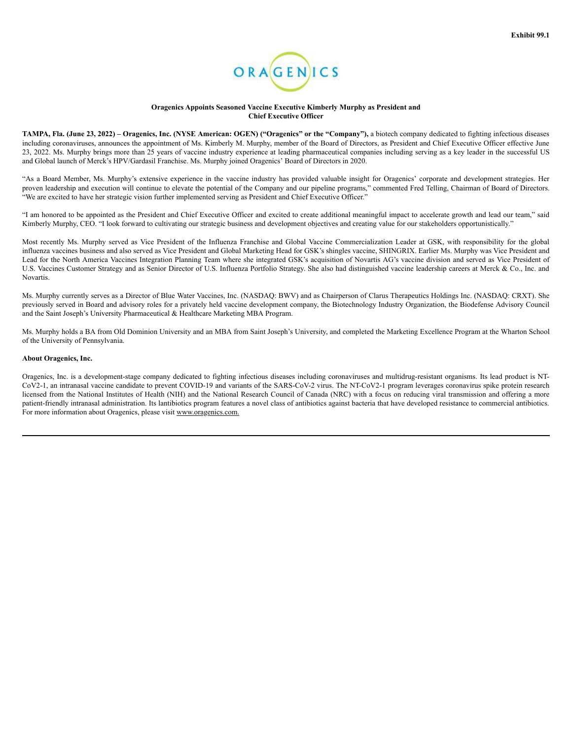Exhibit 99.1

**Oragenics Appoints Seasoned Vaccine Executive Kimberly Murphy as President and Chief Executive Officer**

**TAMPA, Fla. (June 23, 2022) – Oragenics, Inc. (NYSE American: OGEN) ("Oragenics" or the "Company"),** a biotech company dedicated to fighting infectious diseases including coronaviruses, announces the appointment of Ms. Kimberly M. Murphy, member of the Board of Directors, as President and Chief Executive Officer effective June 23, 2022. Ms. Murphy brings more than 25 years of vaccine industry experience at leading pharmaceutical companies including serving as a key leader in the successful US and Global launch of Merck's HPV/Gardasil Franchise. Ms. Murphy joined Oragenics' Board of Directors in 2020.

"As a Board Member, Ms. Murphy's extensive experience in the vaccine industry has provided valuable insight for Oragenics' corporate and development strategies. Her proven leadership and execution will continue to elevate the potential of the Company and our pipeline programs," commented Fred Telling, Chairman of Board of Directors. "We are excited to have her strategic vision further implemented serving as President and Chief Executive Officer."

"I am honored to be appointed as the President and Chief Executive Officer and excited to create additional meaningful impact to accelerate growth and lead our team," said Kimberly Murphy, CEO. "I look forward to cultivating our strategic business and development objectives and creating value for our stakeholders opportunistically."

Most recently Ms. Murphy served as Vice President of the Influenza Franchise and Global Vaccine Commercialization Leader at GSK, with responsibility for the global influenza vaccines business and also served as Vice President and Global Marketing Head for GSK's shingles vaccine, SHINGRIX. Earlier Ms. Murphy was Vice President and Lead for the North America Vaccines Integration Planning Team where she integrated GSK's acquisition of Novartis AG's vaccine division and served as Vice President of U.S. Vaccines Customer Strategy and as Senior Director of U.S. Influenza Portfolio Strategy. She also had distinguished vaccine leadership careers at Merck & Co., Inc. and Novartis.

Ms. Murphy currently serves as a Director of Blue Water Vaccines, Inc. (NASDAQ: BWV) and as Chairperson of Clarus Therapeutics Holdings Inc. (NASDAQ: CRXT). She previously served in Board and advisory roles for a privately held vaccine development company, the Biotechnology Industry Organization, the Biodefense Advisory Council and the Saint Joseph's University Pharmaceutical & Healthcare Marketing MBA Program.

Ms. Murphy holds a BA from Old Dominion University and an MBA from Saint Joseph's University, and completed the Marketing Excellence Program at the Wharton School of the University of Pennsylvania.

**About Oragenics, Inc.**

Oragenics, Inc. is a development-stage company dedicated to fighting infectious diseases including coronaviruses and multidrug-resistant organisms. Its lead product is NT-CoV2-1, an intranasal vaccine candidate to prevent COVID-19 and variants of the SARS-CoV-2 virus. The NT-CoV2-1 program leverages coronavirus spike protein research licensed from the National Institutes of Health (NIH) and the National Research Council of Canada (NRC) with a focus on reducing viral transmission and offering a more patient-friendly intranasal administration. Its lantibiotics program features a novel class of antibiotics against bacteria that have developed resistance to commercial antibiotics. For more information about Oragenics, please visit www.oragenics.com.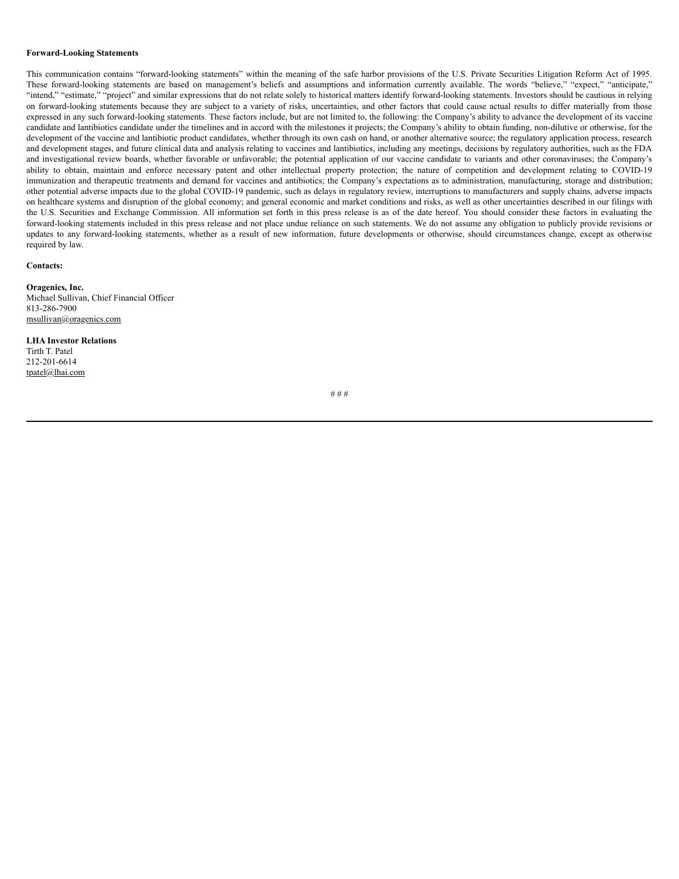**Forward-Looking Statements**

This communication contains "forward-looking statements" within the meaning of the safe harbor provisions of the U.S. Private Securities Litigation Reform Act of 1995. These forward-looking statements are based on management's beliefs and assumptions and information currently available. The words "believe," "expect," "anticipate," "intend," "estimate," "project" and similar expressions that do not relate solely to historical matters identify forward-looking statements. Investors should be cautious in relying on forward-looking statements because they are subject to a variety of risks, uncertainties, and other factors that could cause actual results to differ materially from those expressed in any such forward-looking statements. These factors include, but are not limited to, the following: the Company's ability to advance the development of its vaccine candidate and lantibiotics candidate under the timelines and in accord with the milestones it projects; the Company's ability to obtain funding, non-dilutive or otherwise, for the development of the vaccine and lantibiotic product candidates, whether through its own cash on hand, or another alternative source; the regulatory application process, research and development stages, and future clinical data and analysis relating to vaccines and lantibiotics, including any meetings, decisions by regulatory authorities, such as the FDA and investigational review boards, whether favorable or unfavorable; the potential application of our vaccine candidate to variants and other coronaviruses; the Company's ability to obtain, maintain and enforce necessary patent and other intellectual property protection; the nature of competition and development relating to COVID-19 immunization and therapeutic treatments and demand for vaccines and antibiotics; the Company's expectations as to administration, manufacturing, storage and distribution; other potential adverse impacts due to the global COVID-19 pandemic, such as delays in regulatory review, interruptions to manufacturers and supply chains, adverse impacts on healthcare systems and disruption of the global economy; and general economic and market conditions and risks, as well as other uncertainties described in our filings with the U.S. Securities and Exchange Commission. All information set forth in this press release is as of the date hereof. You should consider these factors in evaluating the forward-looking statements included in this press release and not place undue reliance on such statements. We do not assume any obligation to publicly provide revisions or updates to any forward-looking statements, whether as a result of new information, future developments or otherwise, should circumstances change, except as otherwise required by law.

**Contacts:**

**Oragenics, Inc.**
Michael Sullivan, Chief Financial Officer
813-286-7900
msullivan@oragenics.com

**LHA Investor Relations**
Tirth T. Patel
212-201-6614
tpatel@lhai.com

# # #